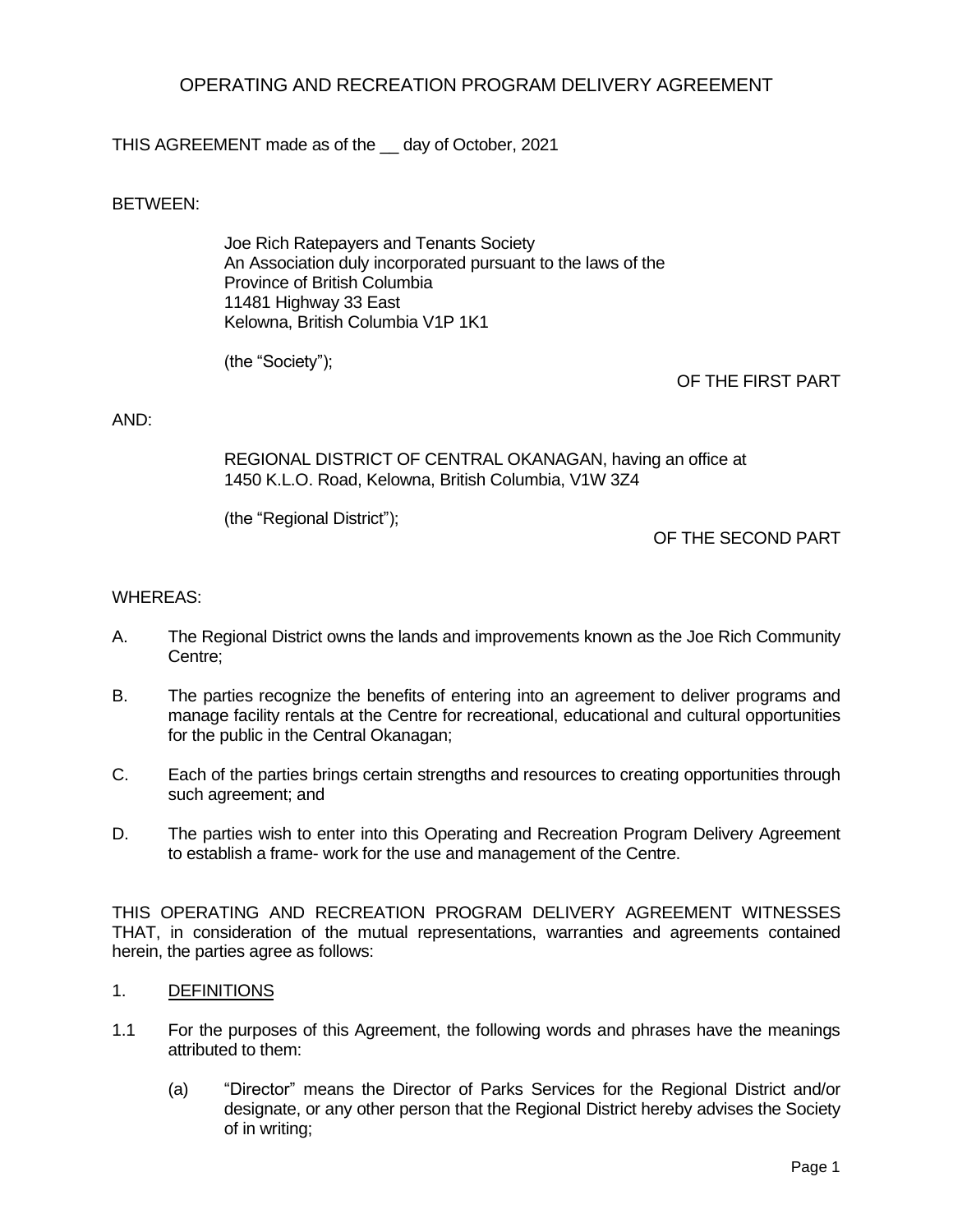# OPERATING AND RECREATION PROGRAM DELIVERY AGREEMENT

THIS AGREEMENT made as of the __ day of October, 2021

BETWEEN:

Joe Rich Ratepayers and Tenants Society
An Association duly incorporated pursuant to the laws of the Province of British Columbia
11481 Highway 33 East
Kelowna, British Columbia V1P 1K1

(the "Society");

OF THE FIRST PART

AND:

REGIONAL DISTRICT OF CENTRAL OKANAGAN, having an office at 1450 K.L.O. Road, Kelowna, British Columbia, V1W 3Z4

(the "Regional District");

OF THE SECOND PART

WHEREAS:

A. The Regional District owns the lands and improvements known as the Joe Rich Community Centre;

B. The parties recognize the benefits of entering into an agreement to deliver programs and manage facility rentals at the Centre for recreational, educational and cultural opportunities for the public in the Central Okanagan;

C. Each of the parties brings certain strengths and resources to creating opportunities through such agreement; and

D. The parties wish to enter into this Operating and Recreation Program Delivery Agreement to establish a frame- work for the use and management of the Centre.

THIS OPERATING AND RECREATION PROGRAM DELIVERY AGREEMENT WITNESSES THAT, in consideration of the mutual representations, warranties and agreements contained herein, the parties agree as follows:

1. <u>DEFINITIONS</u>

1.1 For the purposes of this Agreement, the following words and phrases have the meanings attributed to them:

 (a) "Director" means the Director of Parks Services for the Regional District and/or designate, or any other person that the Regional District hereby advises the Society of in writing;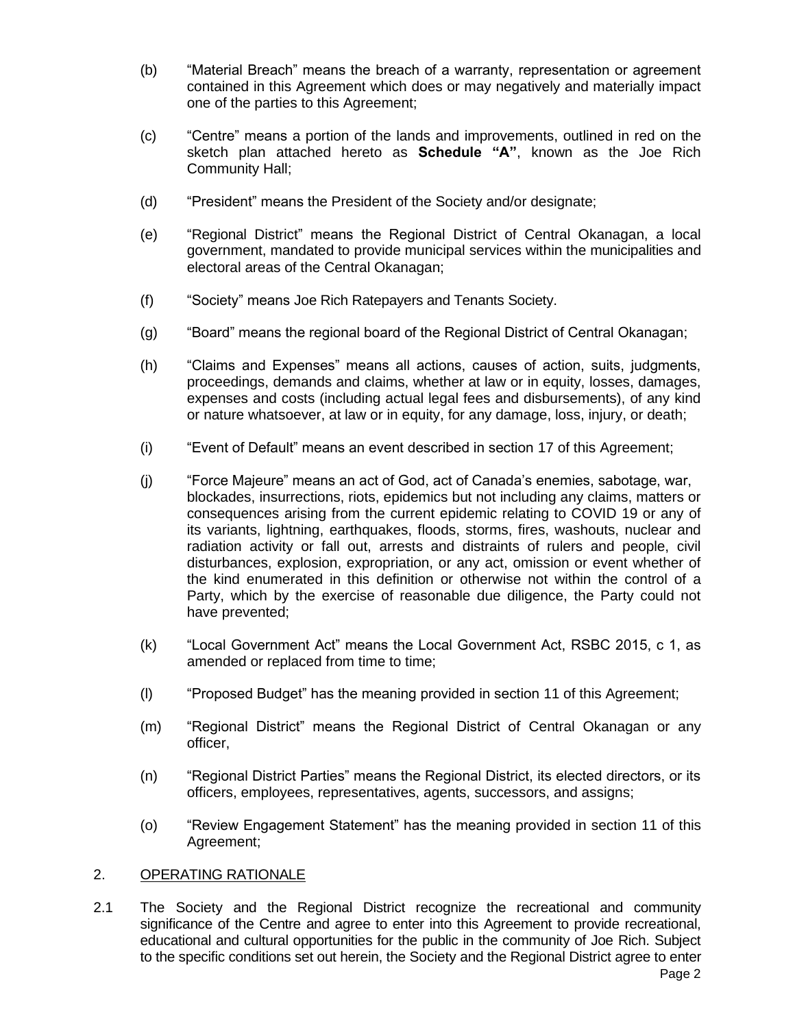(b) “Material Breach” means the breach of a warranty, representation or agreement contained in this Agreement which does or may negatively and materially impact one of the parties to this Agreement;

(c) “Centre” means a portion of the lands and improvements, outlined in red on the sketch plan attached hereto as **Schedule “A”**, known as the Joe Rich Community Hall;

(d) “President” means the President of the Society and/or designate;

(e) “Regional District” means the Regional District of Central Okanagan, a local government, mandated to provide municipal services within the municipalities and electoral areas of the Central Okanagan;

(f) “Society” means Joe Rich Ratepayers and Tenants Society.

(g) “Board” means the regional board of the Regional District of Central Okanagan;

(h) “Claims and Expenses” means all actions, causes of action, suits, judgments, proceedings, demands and claims, whether at law or in equity, losses, damages, expenses and costs (including actual legal fees and disbursements), of any kind or nature whatsoever, at law or in equity, for any damage, loss, injury, or death;

(i) “Event of Default” means an event described in section 17 of this Agreement;

(j) “Force Majeure” means an act of God, act of Canada’s enemies, sabotage, war, blockades, insurrections, riots, epidemics but not including any claims, matters or consequences arising from the current epidemic relating to COVID 19 or any of its variants, lightning, earthquakes, floods, storms, fires, washouts, nuclear and radiation activity or fall out, arrests and distraints of rulers and people, civil disturbances, explosion, expropriation, or any act, omission or event whether of the kind enumerated in this definition or otherwise not within the control of a Party, which by the exercise of reasonable due diligence, the Party could not have prevented;

(k) “Local Government Act” means the Local Government Act, RSBC 2015, c 1, as amended or replaced from time to time;

(l) “Proposed Budget” has the meaning provided in section 11 of this Agreement;

(m) “Regional District” means the Regional District of Central Okanagan or any officer,

(n) “Regional District Parties” means the Regional District, its elected directors, or its officers, employees, representatives, agents, successors, and assigns;

(o) “Review Engagement Statement” has the meaning provided in section 11 of this Agreement;

## 2. OPERATING RATIONALE

2.1 The Society and the Regional District recognize the recreational and community significance of the Centre and agree to enter into this Agreement to provide recreational, educational and cultural opportunities for the public in the community of Joe Rich. Subject to the specific conditions set out herein, the Society and the Regional District agree to enter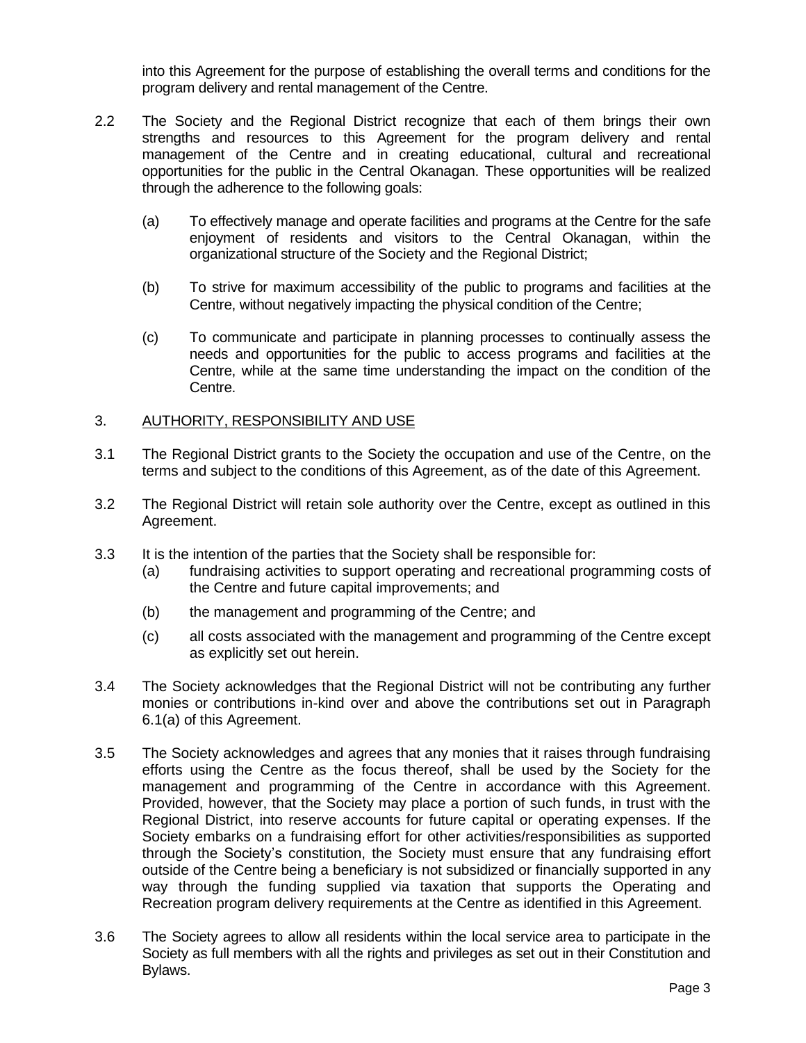into this Agreement for the purpose of establishing the overall terms and conditions for the program delivery and rental management of the Centre.

2.2 The Society and the Regional District recognize that each of them brings their own strengths and resources to this Agreement for the program delivery and rental management of the Centre and in creating educational, cultural and recreational opportunities for the public in the Central Okanagan. These opportunities will be realized through the adherence to the following goals:

(a) To effectively manage and operate facilities and programs at the Centre for the safe enjoyment of residents and visitors to the Central Okanagan, within the organizational structure of the Society and the Regional District;

(b) To strive for maximum accessibility of the public to programs and facilities at the Centre, without negatively impacting the physical condition of the Centre;

(c) To communicate and participate in planning processes to continually assess the needs and opportunities for the public to access programs and facilities at the Centre, while at the same time understanding the impact on the condition of the Centre.

3. <u>AUTHORITY, RESPONSIBILITY AND USE</u>

3.1 The Regional District grants to the Society the occupation and use of the Centre, on the terms and subject to the conditions of this Agreement, as of the date of this Agreement.

3.2 The Regional District will retain sole authority over the Centre, except as outlined in this Agreement.

3.3 It is the intention of the parties that the Society shall be responsible for:

(a) fundraising activities to support operating and recreational programming costs of the Centre and future capital improvements; and

(b) the management and programming of the Centre; and

(c) all costs associated with the management and programming of the Centre except as explicitly set out herein.

3.4 The Society acknowledges that the Regional District will not be contributing any further monies or contributions in-kind over and above the contributions set out in Paragraph 6.1(a) of this Agreement.

3.5 The Society acknowledges and agrees that any monies that it raises through fundraising efforts using the Centre as the focus thereof, shall be used by the Society for the management and programming of the Centre in accordance with this Agreement. Provided, however, that the Society may place a portion of such funds, in trust with the Regional District, into reserve accounts for future capital or operating expenses. If the Society embarks on a fundraising effort for other activities/responsibilities as supported through the Society's constitution, the Society must ensure that any fundraising effort outside of the Centre being a beneficiary is not subsidized or financially supported in any way through the funding supplied via taxation that supports the Operating and Recreation program delivery requirements at the Centre as identified in this Agreement.

3.6 The Society agrees to allow all residents within the local service area to participate in the Society as full members with all the rights and privileges as set out in their Constitution and Bylaws.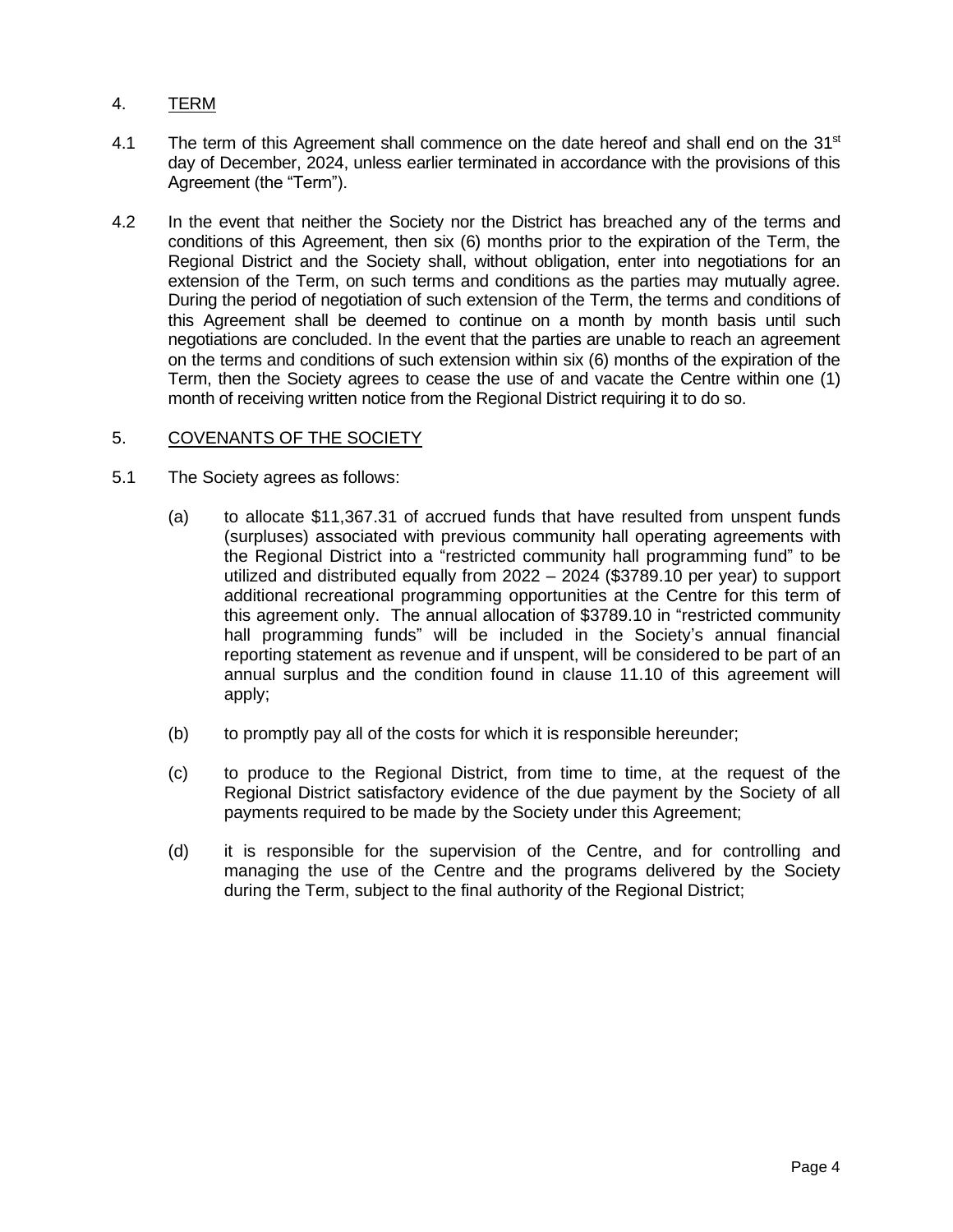4. <u>TERM</u>

4.1 The term of this Agreement shall commence on the date hereof and shall end on the 31st day of December, 2024, unless earlier terminated in accordance with the provisions of this Agreement (the "Term").

4.2 In the event that neither the Society nor the District has breached any of the terms and conditions of this Agreement, then six (6) months prior to the expiration of the Term, the Regional District and the Society shall, without obligation, enter into negotiations for an extension of the Term, on such terms and conditions as the parties may mutually agree. During the period of negotiation of such extension of the Term, the terms and conditions of this Agreement shall be deemed to continue on a month by month basis until such negotiations are concluded. In the event that the parties are unable to reach an agreement on the terms and conditions of such extension within six (6) months of the expiration of the Term, then the Society agrees to cease the use of and vacate the Centre within one (1) month of receiving written notice from the Regional District requiring it to do so.

5. <u>COVENANTS OF THE SOCIETY</u>

5.1 The Society agrees as follows:

   (a) to allocate $11,367.31 of accrued funds that have resulted from unspent funds (surpluses) associated with previous community hall operating agreements with the Regional District into a "restricted community hall programming fund" to be utilized and distributed equally from 2022 – 2024 ($3789.10 per year) to support additional recreational programming opportunities at the Centre for this term of this agreement only. The annual allocation of $3789.10 in "restricted community hall programming funds" will be included in the Society's annual financial reporting statement as revenue and if unspent, will be considered to be part of an annual surplus and the condition found in clause 11.10 of this agreement will apply;

   (b) to promptly pay all of the costs for which it is responsible hereunder;

   (c) to produce to the Regional District, from time to time, at the request of the Regional District satisfactory evidence of the due payment by the Society of all payments required to be made by the Society under this Agreement;

   (d) it is responsible for the supervision of the Centre, and for controlling and managing the use of the Centre and the programs delivered by the Society during the Term, subject to the final authority of the Regional District;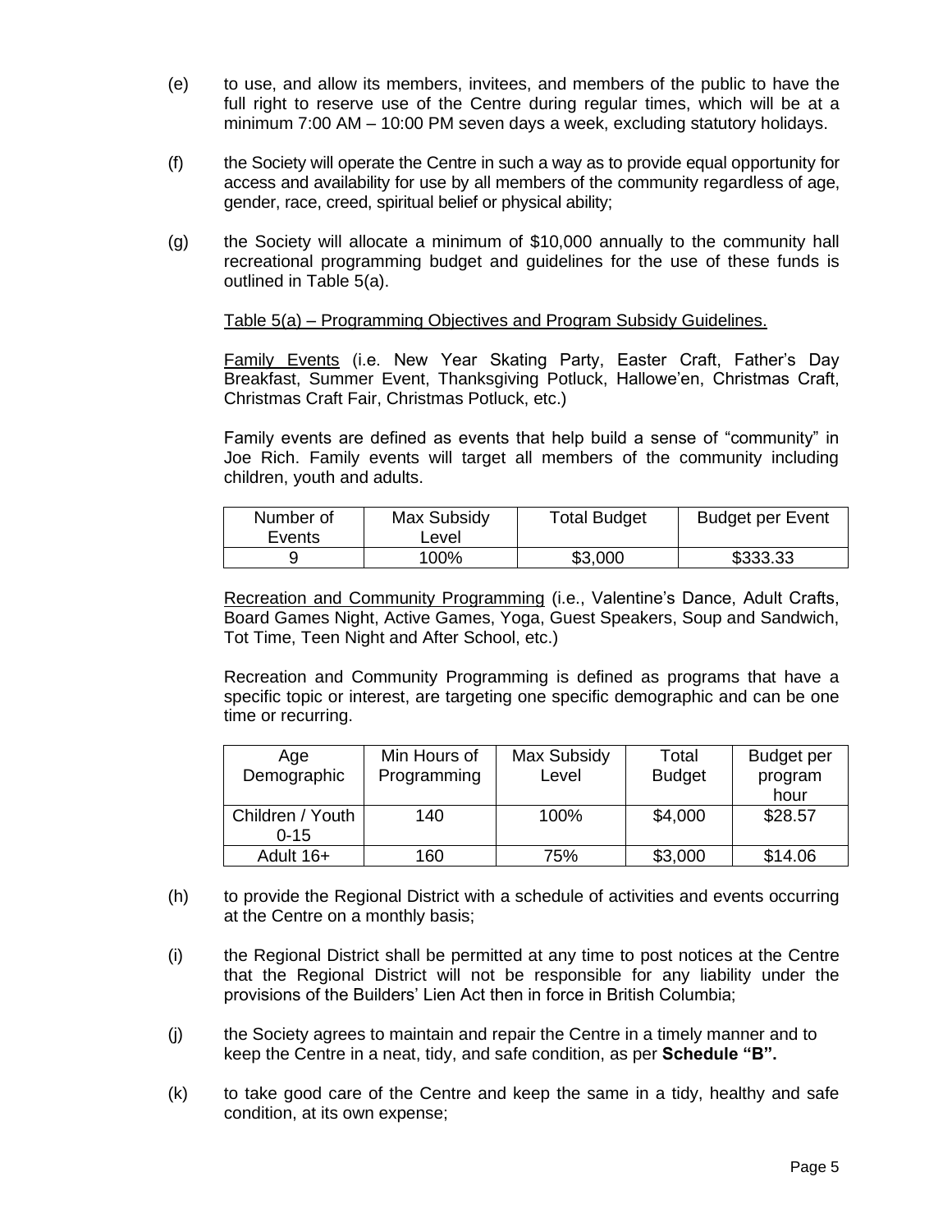(e) to use, and allow its members, invitees, and members of the public to have the full right to reserve use of the Centre during regular times, which will be at a minimum 7:00 AM – 10:00 PM seven days a week, excluding statutory holidays.

(f) the Society will operate the Centre in such a way as to provide equal opportunity for access and availability for use by all members of the community regardless of age, gender, race, creed, spiritual belief or physical ability;

(g) the Society will allocate a minimum of $10,000 annually to the community hall recreational programming budget and guidelines for the use of these funds is outlined in Table 5(a).

Table 5(a) – Programming Objectives and Program Subsidy Guidelines.

Family Events (i.e. New Year Skating Party, Easter Craft, Father's Day Breakfast, Summer Event, Thanksgiving Potluck, Hallowe'en, Christmas Craft, Christmas Craft Fair, Christmas Potluck, etc.)

Family events are defined as events that help build a sense of "community" in Joe Rich. Family events will target all members of the community including children, youth and adults.

| Number of Events | Max Subsidy Level | Total Budget | Budget per Event |
|---|---|---|---|
| 9 | 100% | $3,000 | $333.33 |

Recreation and Community Programming (i.e., Valentine's Dance, Adult Crafts, Board Games Night, Active Games, Yoga, Guest Speakers, Soup and Sandwich, Tot Time, Teen Night and After School, etc.)

Recreation and Community Programming is defined as programs that have a specific topic or interest, are targeting one specific demographic and can be one time or recurring.

| Age Demographic | Min Hours of Programming | Max Subsidy Level | Total Budget | Budget per program hour |
|---|---|---|---|---|
| Children / Youth 0-15 | 140 | 100% | $4,000 | $28.57 |
| Adult 16+ | 160 | 75% | $3,000 | $14.06 |

(h) to provide the Regional District with a schedule of activities and events occurring at the Centre on a monthly basis;

(i) the Regional District shall be permitted at any time to post notices at the Centre that the Regional District will not be responsible for any liability under the provisions of the Builders' Lien Act then in force in British Columbia;

(j) the Society agrees to maintain and repair the Centre in a timely manner and to keep the Centre in a neat, tidy, and safe condition, as per **Schedule "B".**

(k) to take good care of the Centre and keep the same in a tidy, healthy and safe condition, at its own expense;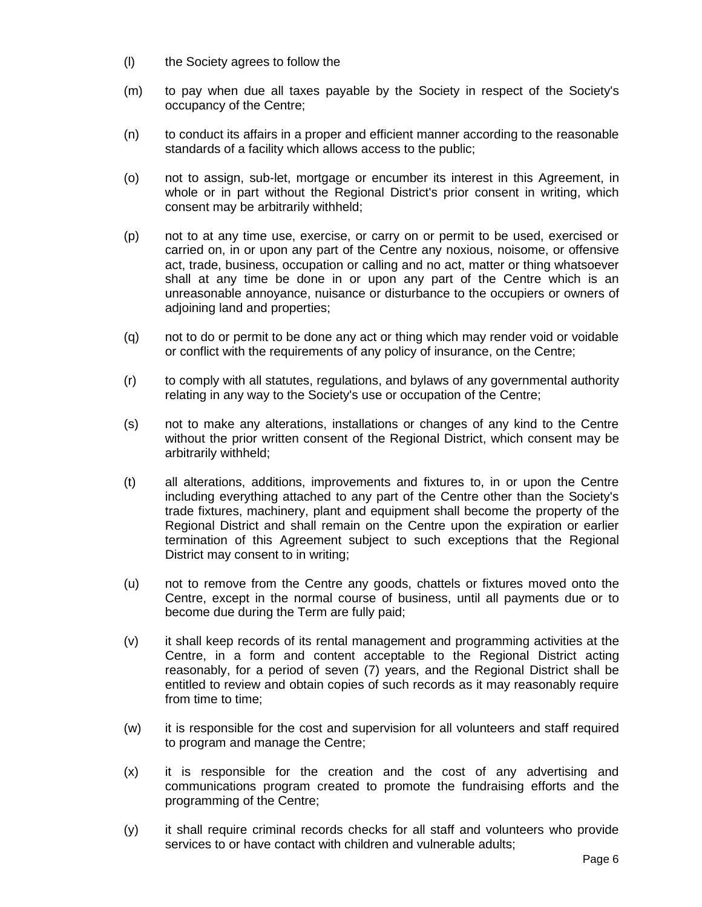(l) the Society agrees to follow the

(m) to pay when due all taxes payable by the Society in respect of the Society's occupancy of the Centre;

(n) to conduct its affairs in a proper and efficient manner according to the reasonable standards of a facility which allows access to the public;

(o) not to assign, sub-let, mortgage or encumber its interest in this Agreement, in whole or in part without the Regional District's prior consent in writing, which consent may be arbitrarily withheld;

(p) not to at any time use, exercise, or carry on or permit to be used, exercised or carried on, in or upon any part of the Centre any noxious, noisome, or offensive act, trade, business, occupation or calling and no act, matter or thing whatsoever shall at any time be done in or upon any part of the Centre which is an unreasonable annoyance, nuisance or disturbance to the occupiers or owners of adjoining land and properties;

(q) not to do or permit to be done any act or thing which may render void or voidable or conflict with the requirements of any policy of insurance, on the Centre;

(r) to comply with all statutes, regulations, and bylaws of any governmental authority relating in any way to the Society's use or occupation of the Centre;

(s) not to make any alterations, installations or changes of any kind to the Centre without the prior written consent of the Regional District, which consent may be arbitrarily withheld;

(t) all alterations, additions, improvements and fixtures to, in or upon the Centre including everything attached to any part of the Centre other than the Society's trade fixtures, machinery, plant and equipment shall become the property of the Regional District and shall remain on the Centre upon the expiration or earlier termination of this Agreement subject to such exceptions that the Regional District may consent to in writing;

(u) not to remove from the Centre any goods, chattels or fixtures moved onto the Centre, except in the normal course of business, until all payments due or to become due during the Term are fully paid;

(v) it shall keep records of its rental management and programming activities at the Centre, in a form and content acceptable to the Regional District acting reasonably, for a period of seven (7) years, and the Regional District shall be entitled to review and obtain copies of such records as it may reasonably require from time to time;

(w) it is responsible for the cost and supervision for all volunteers and staff required to program and manage the Centre;

(x) it is responsible for the creation and the cost of any advertising and communications program created to promote the fundraising efforts and the programming of the Centre;

(y) it shall require criminal records checks for all staff and volunteers who provide services to or have contact with children and vulnerable adults;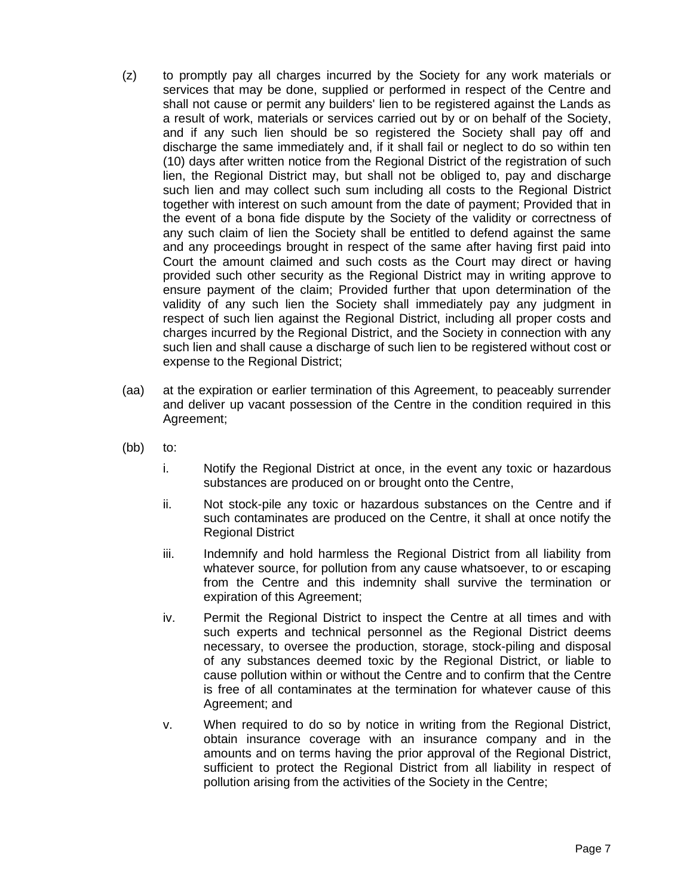(z) to promptly pay all charges incurred by the Society for any work materials or services that may be done, supplied or performed in respect of the Centre and shall not cause or permit any builders' lien to be registered against the Lands as a result of work, materials or services carried out by or on behalf of the Society, and if any such lien should be so registered the Society shall pay off and discharge the same immediately and, if it shall fail or neglect to do so within ten (10) days after written notice from the Regional District of the registration of such lien, the Regional District may, but shall not be obliged to, pay and discharge such lien and may collect such sum including all costs to the Regional District together with interest on such amount from the date of payment; Provided that in the event of a bona fide dispute by the Society of the validity or correctness of any such claim of lien the Society shall be entitled to defend against the same and any proceedings brought in respect of the same after having first paid into Court the amount claimed and such costs as the Court may direct or having provided such other security as the Regional District may in writing approve to ensure payment of the claim; Provided further that upon determination of the validity of any such lien the Society shall immediately pay any judgment in respect of such lien against the Regional District, including all proper costs and charges incurred by the Regional District, and the Society in connection with any such lien and shall cause a discharge of such lien to be registered without cost or expense to the Regional District;

(aa) at the expiration or earlier termination of this Agreement, to peaceably surrender and deliver up vacant possession of the Centre in the condition required in this Agreement;

(bb) to:

   i. Notify the Regional District at once, in the event any toxic or hazardous substances are produced on or brought onto the Centre,

   ii. Not stock-pile any toxic or hazardous substances on the Centre and if such contaminates are produced on the Centre, it shall at once notify the Regional District

   iii. Indemnify and hold harmless the Regional District from all liability from whatever source, for pollution from any cause whatsoever, to or escaping from the Centre and this indemnity shall survive the termination or expiration of this Agreement;

   iv. Permit the Regional District to inspect the Centre at all times and with such experts and technical personnel as the Regional District deems necessary, to oversee the production, storage, stock-piling and disposal of any substances deemed toxic by the Regional District, or liable to cause pollution within or without the Centre and to confirm that the Centre is free of all contaminates at the termination for whatever cause of this Agreement; and

   v. When required to do so by notice in writing from the Regional District, obtain insurance coverage with an insurance company and in the amounts and on terms having the prior approval of the Regional District, sufficient to protect the Regional District from all liability in respect of pollution arising from the activities of the Society in the Centre;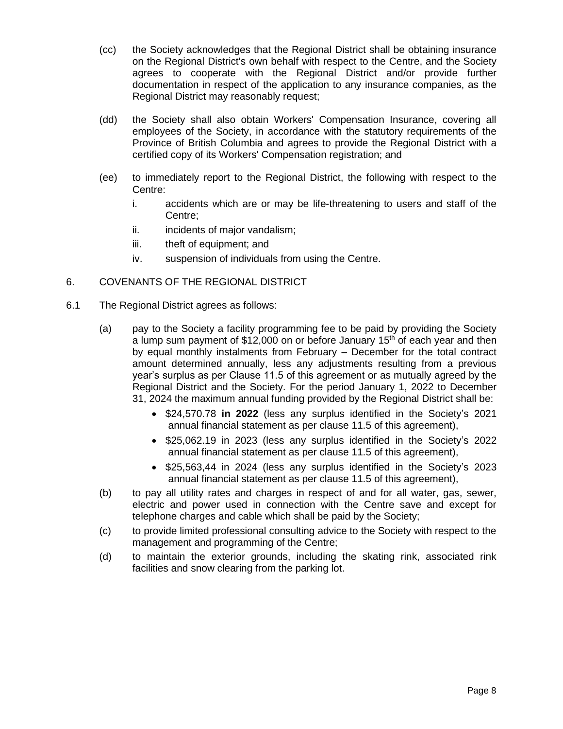(cc) the Society acknowledges that the Regional District shall be obtaining insurance on the Regional District's own behalf with respect to the Centre, and the Society agrees to cooperate with the Regional District and/or provide further documentation in respect of the application to any insurance companies, as the Regional District may reasonably request;

(dd) the Society shall also obtain Workers' Compensation Insurance, covering all employees of the Society, in accordance with the statutory requirements of the Province of British Columbia and agrees to provide the Regional District with a certified copy of its Workers' Compensation registration; and

(ee) to immediately report to the Regional District, the following with respect to the Centre:

i. accidents which are or may be life-threatening to users and staff of the Centre;

ii. incidents of major vandalism;

iii. theft of equipment; and

iv. suspension of individuals from using the Centre.

## 6. COVENANTS OF THE REGIONAL DISTRICT

6.1 The Regional District agrees as follows:

(a) pay to the Society a facility programming fee to be paid by providing the Society a lump sum payment of $12,000 on or before January 15th of each year and then by equal monthly instalments from February – December for the total contract amount determined annually, less any adjustments resulting from a previous year's surplus as per Clause 11.5 of this agreement or as mutually agreed by the Regional District and the Society. For the period January 1, 2022 to December 31, 2024 the maximum annual funding provided by the Regional District shall be:

- $24,570.78 **in 2022** (less any surplus identified in the Society's 2021 annual financial statement as per clause 11.5 of this agreement),
- $25,062.19 in 2023 (less any surplus identified in the Society's 2022 annual financial statement as per clause 11.5 of this agreement),
- $25,563,44 in 2024 (less any surplus identified in the Society's 2023 annual financial statement as per clause 11.5 of this agreement),

(b) to pay all utility rates and charges in respect of and for all water, gas, sewer, electric and power used in connection with the Centre save and except for telephone charges and cable which shall be paid by the Society;

(c) to provide limited professional consulting advice to the Society with respect to the management and programming of the Centre;

(d) to maintain the exterior grounds, including the skating rink, associated rink facilities and snow clearing from the parking lot.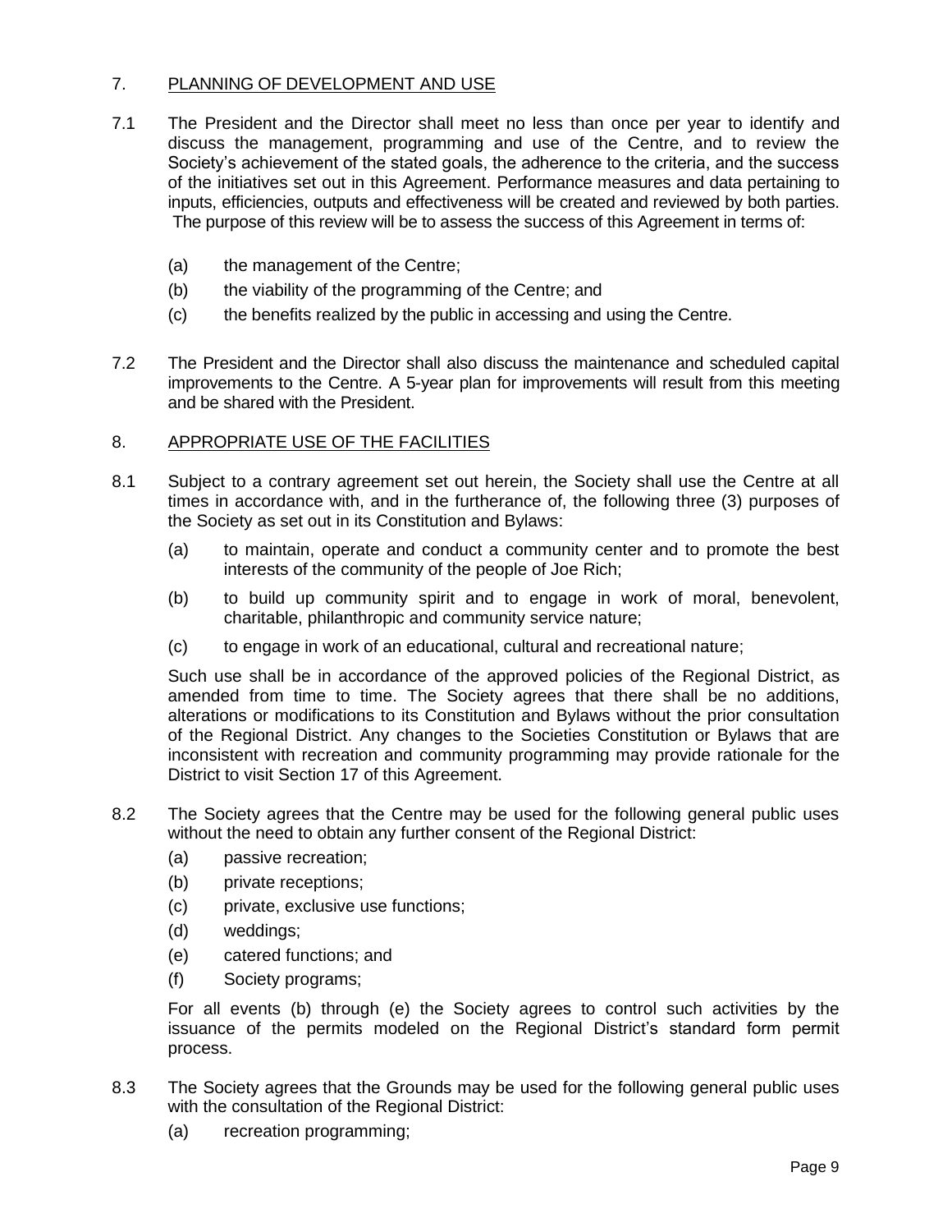## 7. PLANNING OF DEVELOPMENT AND USE

7.1 The President and the Director shall meet no less than once per year to identify and discuss the management, programming and use of the Centre, and to review the Society's achievement of the stated goals, the adherence to the criteria, and the success of the initiatives set out in this Agreement. Performance measures and data pertaining to inputs, efficiencies, outputs and effectiveness will be created and reviewed by both parties. The purpose of this review will be to assess the success of this Agreement in terms of:

- (a) the management of the Centre;
- (b) the viability of the programming of the Centre; and
- (c) the benefits realized by the public in accessing and using the Centre.

7.2 The President and the Director shall also discuss the maintenance and scheduled capital improvements to the Centre. A 5-year plan for improvements will result from this meeting and be shared with the President.

## 8. APPROPRIATE USE OF THE FACILITIES

8.1 Subject to a contrary agreement set out herein, the Society shall use the Centre at all times in accordance with, and in the furtherance of, the following three (3) purposes of the Society as set out in its Constitution and Bylaws:

- (a) to maintain, operate and conduct a community center and to promote the best interests of the community of the people of Joe Rich;
- (b) to build up community spirit and to engage in work of moral, benevolent, charitable, philanthropic and community service nature;
- (c) to engage in work of an educational, cultural and recreational nature;

Such use shall be in accordance of the approved policies of the Regional District, as amended from time to time. The Society agrees that there shall be no additions, alterations or modifications to its Constitution and Bylaws without the prior consultation of the Regional District. Any changes to the Societies Constitution or Bylaws that are inconsistent with recreation and community programming may provide rationale for the District to visit Section 17 of this Agreement.

8.2 The Society agrees that the Centre may be used for the following general public uses without the need to obtain any further consent of the Regional District:

- (a) passive recreation;
- (b) private receptions;
- (c) private, exclusive use functions;
- (d) weddings;
- (e) catered functions; and
- (f) Society programs;

For all events (b) through (e) the Society agrees to control such activities by the issuance of the permits modeled on the Regional District's standard form permit process.

8.3 The Society agrees that the Grounds may be used for the following general public uses with the consultation of the Regional District:

- (a) recreation programming;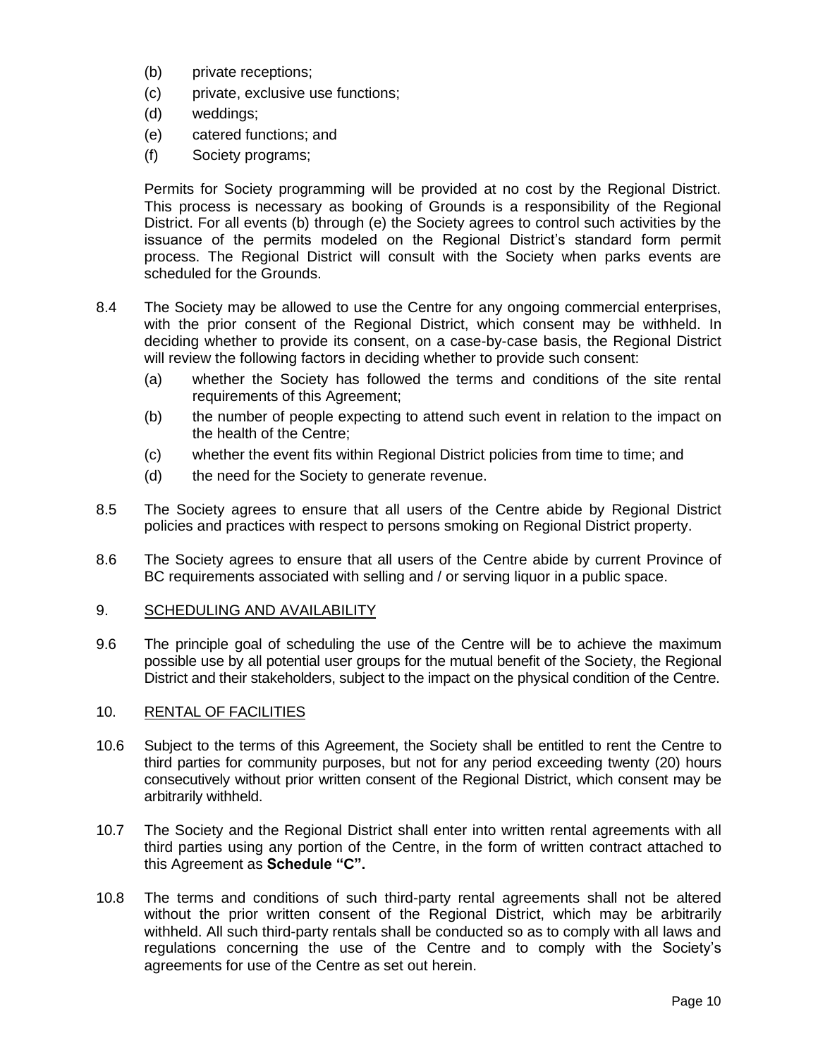(b) private receptions;

(c) private, exclusive use functions;

(d) weddings;

(e) catered functions; and

(f) Society programs;

Permits for Society programming will be provided at no cost by the Regional District. This process is necessary as booking of Grounds is a responsibility of the Regional District. For all events (b) through (e) the Society agrees to control such activities by the issuance of the permits modeled on the Regional District's standard form permit process. The Regional District will consult with the Society when parks events are scheduled for the Grounds.

8.4 The Society may be allowed to use the Centre for any ongoing commercial enterprises, with the prior consent of the Regional District, which consent may be withheld. In deciding whether to provide its consent, on a case-by-case basis, the Regional District will review the following factors in deciding whether to provide such consent:

(a) whether the Society has followed the terms and conditions of the site rental requirements of this Agreement;

(b) the number of people expecting to attend such event in relation to the impact on the health of the Centre;

(c) whether the event fits within Regional District policies from time to time; and

(d) the need for the Society to generate revenue.

8.5 The Society agrees to ensure that all users of the Centre abide by Regional District policies and practices with respect to persons smoking on Regional District property.

8.6 The Society agrees to ensure that all users of the Centre abide by current Province of BC requirements associated with selling and / or serving liquor in a public space.

## 9. SCHEDULING AND AVAILABILITY

9.6 The principle goal of scheduling the use of the Centre will be to achieve the maximum possible use by all potential user groups for the mutual benefit of the Society, the Regional District and their stakeholders, subject to the impact on the physical condition of the Centre.

## 10. RENTAL OF FACILITIES

10.6 Subject to the terms of this Agreement, the Society shall be entitled to rent the Centre to third parties for community purposes, but not for any period exceeding twenty (20) hours consecutively without prior written consent of the Regional District, which consent may be arbitrarily withheld.

10.7 The Society and the Regional District shall enter into written rental agreements with all third parties using any portion of the Centre, in the form of written contract attached to this Agreement as **Schedule "C".**

10.8 The terms and conditions of such third-party rental agreements shall not be altered without the prior written consent of the Regional District, which may be arbitrarily withheld. All such third-party rentals shall be conducted so as to comply with all laws and regulations concerning the use of the Centre and to comply with the Society's agreements for use of the Centre as set out herein.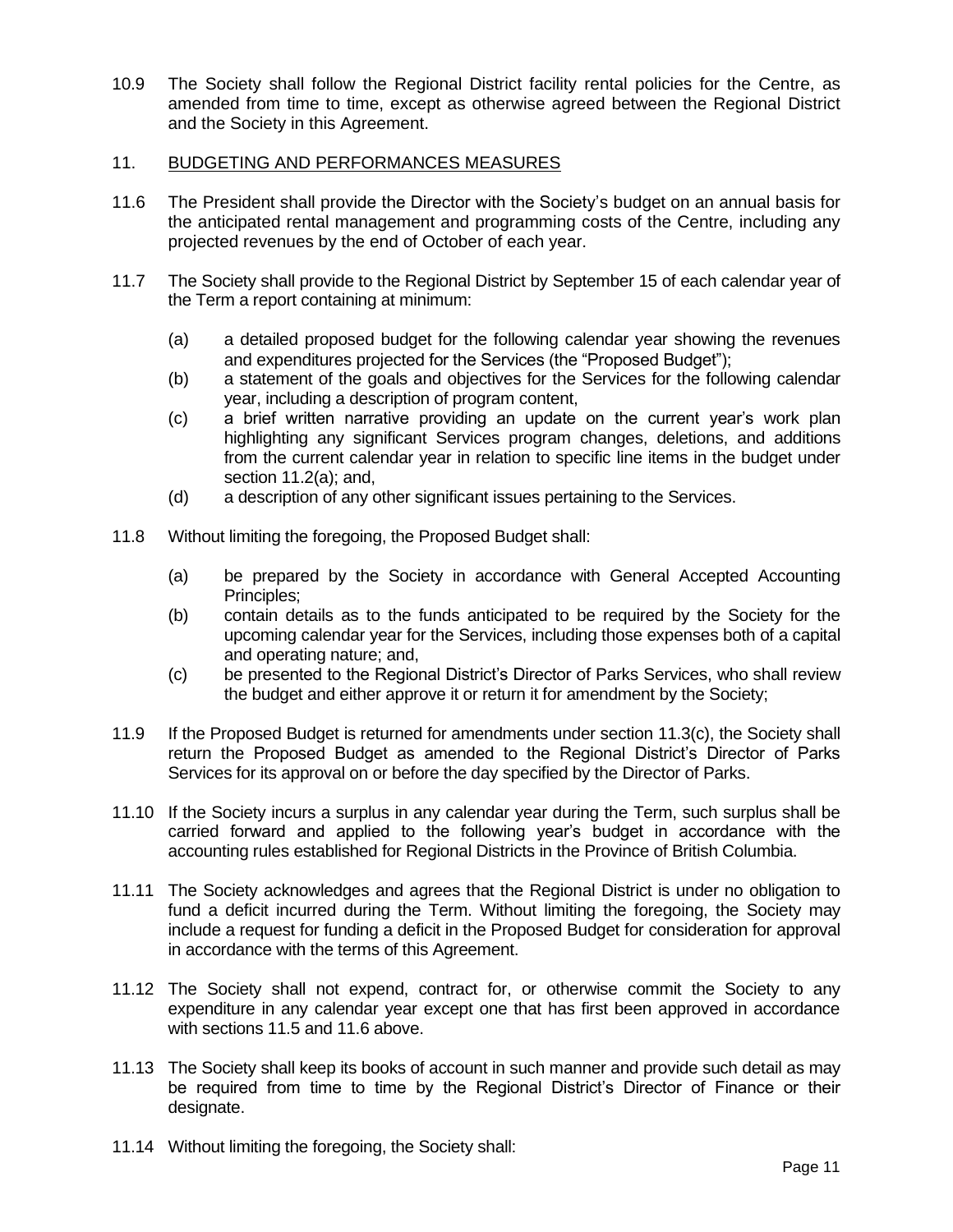10.9 The Society shall follow the Regional District facility rental policies for the Centre, as amended from time to time, except as otherwise agreed between the Regional District and the Society in this Agreement.

## 11. BUDGETING AND PERFORMANCES MEASURES

11.6 The President shall provide the Director with the Society's budget on an annual basis for the anticipated rental management and programming costs of the Centre, including any projected revenues by the end of October of each year.

11.7 The Society shall provide to the Regional District by September 15 of each calendar year of the Term a report containing at minimum:

(a) a detailed proposed budget for the following calendar year showing the revenues and expenditures projected for the Services (the "Proposed Budget");

(b) a statement of the goals and objectives for the Services for the following calendar year, including a description of program content,

(c) a brief written narrative providing an update on the current year's work plan highlighting any significant Services program changes, deletions, and additions from the current calendar year in relation to specific line items in the budget under section 11.2(a); and,

(d) a description of any other significant issues pertaining to the Services.

11.8 Without limiting the foregoing, the Proposed Budget shall:

(a) be prepared by the Society in accordance with General Accepted Accounting Principles;

(b) contain details as to the funds anticipated to be required by the Society for the upcoming calendar year for the Services, including those expenses both of a capital and operating nature; and,

(c) be presented to the Regional District's Director of Parks Services, who shall review the budget and either approve it or return it for amendment by the Society;

11.9 If the Proposed Budget is returned for amendments under section 11.3(c), the Society shall return the Proposed Budget as amended to the Regional District's Director of Parks Services for its approval on or before the day specified by the Director of Parks.

11.10 If the Society incurs a surplus in any calendar year during the Term, such surplus shall be carried forward and applied to the following year's budget in accordance with the accounting rules established for Regional Districts in the Province of British Columbia.

11.11 The Society acknowledges and agrees that the Regional District is under no obligation to fund a deficit incurred during the Term. Without limiting the foregoing, the Society may include a request for funding a deficit in the Proposed Budget for consideration for approval in accordance with the terms of this Agreement.

11.12 The Society shall not expend, contract for, or otherwise commit the Society to any expenditure in any calendar year except one that has first been approved in accordance with sections 11.5 and 11.6 above.

11.13 The Society shall keep its books of account in such manner and provide such detail as may be required from time to time by the Regional District's Director of Finance or their designate.

11.14 Without limiting the foregoing, the Society shall: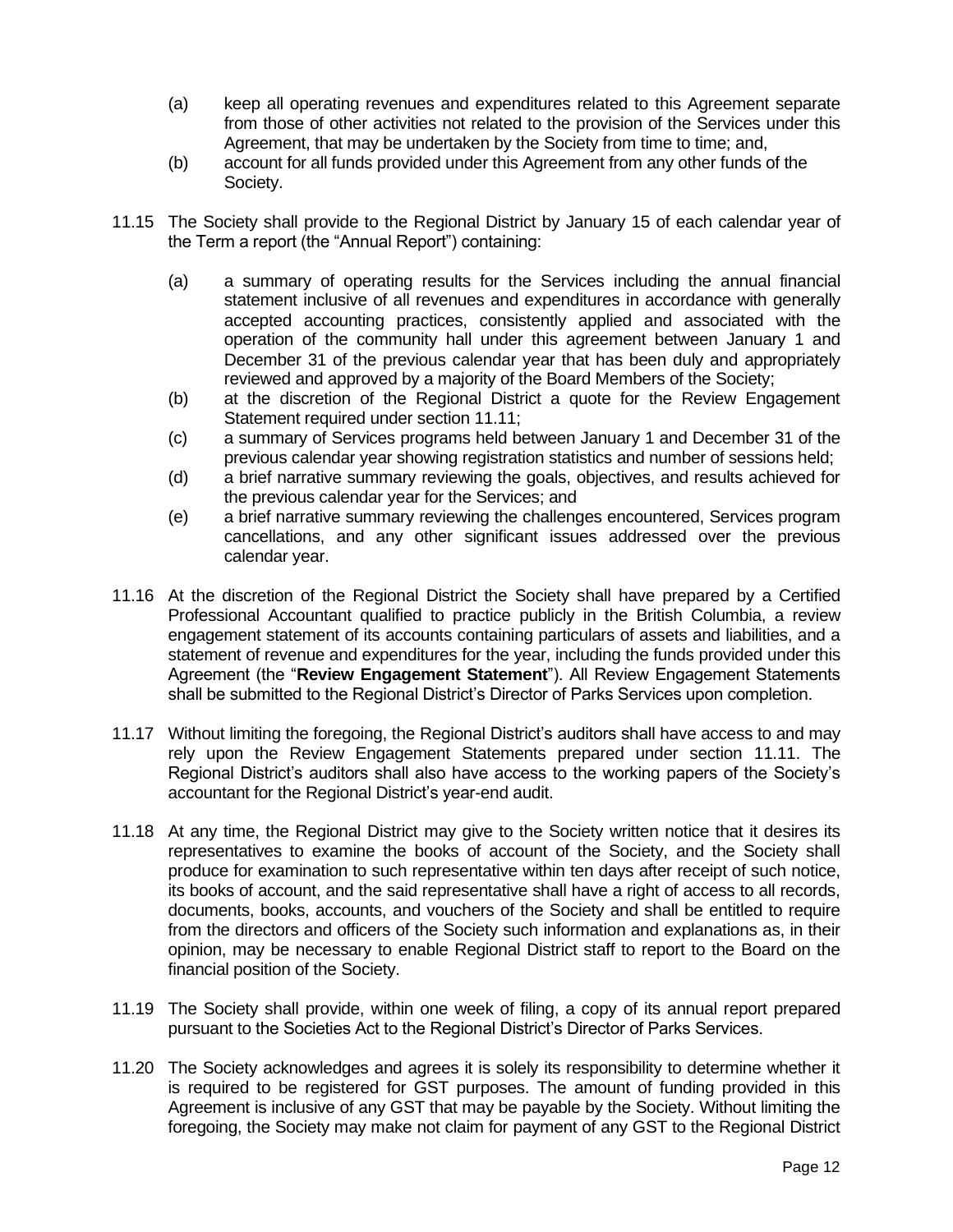(a) keep all operating revenues and expenditures related to this Agreement separate from those of other activities not related to the provision of the Services under this Agreement, that may be undertaken by the Society from time to time; and,

(b) account for all funds provided under this Agreement from any other funds of the Society.

11.15 The Society shall provide to the Regional District by January 15 of each calendar year of the Term a report (the "Annual Report") containing:

(a) a summary of operating results for the Services including the annual financial statement inclusive of all revenues and expenditures in accordance with generally accepted accounting practices, consistently applied and associated with the operation of the community hall under this agreement between January 1 and December 31 of the previous calendar year that has been duly and appropriately reviewed and approved by a majority of the Board Members of the Society;

(b) at the discretion of the Regional District a quote for the Review Engagement Statement required under section 11.11;

(c) a summary of Services programs held between January 1 and December 31 of the previous calendar year showing registration statistics and number of sessions held;

(d) a brief narrative summary reviewing the goals, objectives, and results achieved for the previous calendar year for the Services; and

(e) a brief narrative summary reviewing the challenges encountered, Services program cancellations, and any other significant issues addressed over the previous calendar year.

11.16 At the discretion of the Regional District the Society shall have prepared by a Certified Professional Accountant qualified to practice publicly in the British Columbia, a review engagement statement of its accounts containing particulars of assets and liabilities, and a statement of revenue and expenditures for the year, including the funds provided under this Agreement (the "**Review Engagement Statement**"). All Review Engagement Statements shall be submitted to the Regional District's Director of Parks Services upon completion.

11.17 Without limiting the foregoing, the Regional District's auditors shall have access to and may rely upon the Review Engagement Statements prepared under section 11.11. The Regional District's auditors shall also have access to the working papers of the Society's accountant for the Regional District's year-end audit.

11.18 At any time, the Regional District may give to the Society written notice that it desires its representatives to examine the books of account of the Society, and the Society shall produce for examination to such representative within ten days after receipt of such notice, its books of account, and the said representative shall have a right of access to all records, documents, books, accounts, and vouchers of the Society and shall be entitled to require from the directors and officers of the Society such information and explanations as, in their opinion, may be necessary to enable Regional District staff to report to the Board on the financial position of the Society.

11.19 The Society shall provide, within one week of filing, a copy of its annual report prepared pursuant to the Societies Act to the Regional District's Director of Parks Services.

11.20 The Society acknowledges and agrees it is solely its responsibility to determine whether it is required to be registered for GST purposes. The amount of funding provided in this Agreement is inclusive of any GST that may be payable by the Society. Without limiting the foregoing, the Society may make not claim for payment of any GST to the Regional District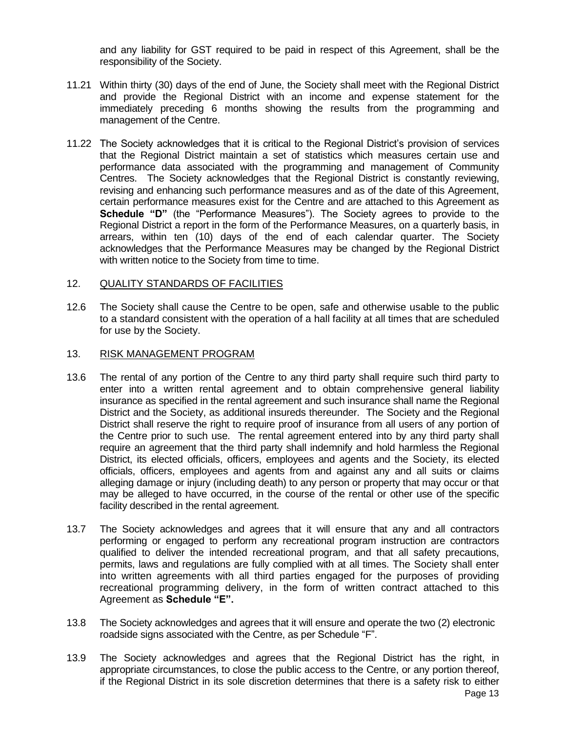and any liability for GST required to be paid in respect of this Agreement, shall be the responsibility of the Society.

11.21 Within thirty (30) days of the end of June, the Society shall meet with the Regional District and provide the Regional District with an income and expense statement for the immediately preceding 6 months showing the results from the programming and management of the Centre.

11.22 The Society acknowledges that it is critical to the Regional District's provision of services that the Regional District maintain a set of statistics which measures certain use and performance data associated with the programming and management of Community Centres. The Society acknowledges that the Regional District is constantly reviewing, revising and enhancing such performance measures and as of the date of this Agreement, certain performance measures exist for the Centre and are attached to this Agreement as **Schedule "D"** (the "Performance Measures"). The Society agrees to provide to the Regional District a report in the form of the Performance Measures, on a quarterly basis, in arrears, within ten (10) days of the end of each calendar quarter. The Society acknowledges that the Performance Measures may be changed by the Regional District with written notice to the Society from time to time.

## 12. QUALITY STANDARDS OF FACILITIES

12.6 The Society shall cause the Centre to be open, safe and otherwise usable to the public to a standard consistent with the operation of a hall facility at all times that are scheduled for use by the Society.

## 13. RISK MANAGEMENT PROGRAM

13.6 The rental of any portion of the Centre to any third party shall require such third party to enter into a written rental agreement and to obtain comprehensive general liability insurance as specified in the rental agreement and such insurance shall name the Regional District and the Society, as additional insureds thereunder. The Society and the Regional District shall reserve the right to require proof of insurance from all users of any portion of the Centre prior to such use. The rental agreement entered into by any third party shall require an agreement that the third party shall indemnify and hold harmless the Regional District, its elected officials, officers, employees and agents and the Society, its elected officials, officers, employees and agents from and against any and all suits or claims alleging damage or injury (including death) to any person or property that may occur or that may be alleged to have occurred, in the course of the rental or other use of the specific facility described in the rental agreement.

13.7 The Society acknowledges and agrees that it will ensure that any and all contractors performing or engaged to perform any recreational program instruction are contractors qualified to deliver the intended recreational program, and that all safety precautions, permits, laws and regulations are fully complied with at all times. The Society shall enter into written agreements with all third parties engaged for the purposes of providing recreational programming delivery, in the form of written contract attached to this Agreement as **Schedule "E".**

13.8 The Society acknowledges and agrees that it will ensure and operate the two (2) electronic roadside signs associated with the Centre, as per Schedule "F".

13.9 The Society acknowledges and agrees that the Regional District has the right, in appropriate circumstances, to close the public access to the Centre, or any portion thereof, if the Regional District in its sole discretion determines that there is a safety risk to either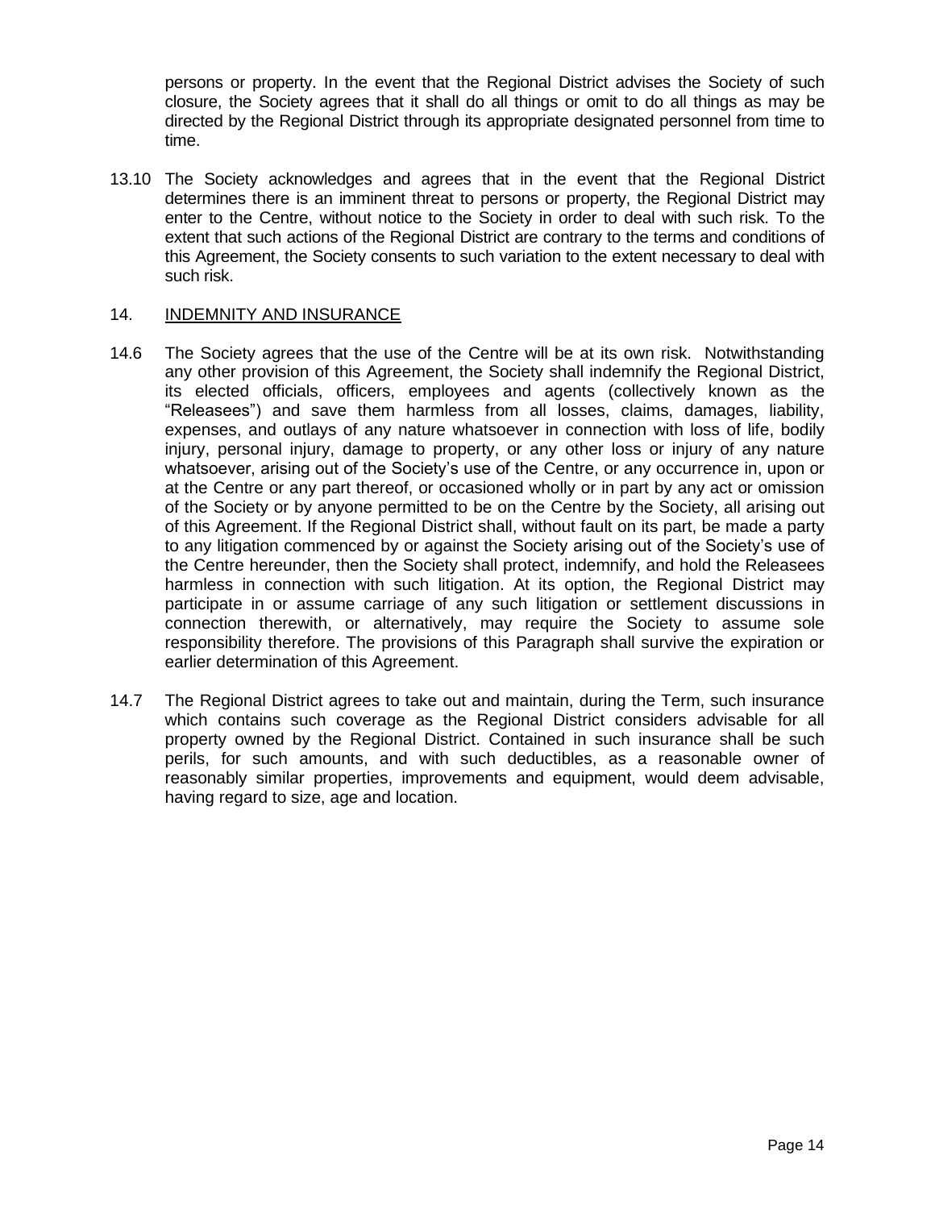persons or property. In the event that the Regional District advises the Society of such closure, the Society agrees that it shall do all things or omit to do all things as may be directed by the Regional District through its appropriate designated personnel from time to time.

13.10 The Society acknowledges and agrees that in the event that the Regional District determines there is an imminent threat to persons or property, the Regional District may enter to the Centre, without notice to the Society in order to deal with such risk. To the extent that such actions of the Regional District are contrary to the terms and conditions of this Agreement, the Society consents to such variation to the extent necessary to deal with such risk.

## 14. INDEMNITY AND INSURANCE

14.6 The Society agrees that the use of the Centre will be at its own risk. Notwithstanding any other provision of this Agreement, the Society shall indemnify the Regional District, its elected officials, officers, employees and agents (collectively known as the "Releasees") and save them harmless from all losses, claims, damages, liability, expenses, and outlays of any nature whatsoever in connection with loss of life, bodily injury, personal injury, damage to property, or any other loss or injury of any nature whatsoever, arising out of the Society's use of the Centre, or any occurrence in, upon or at the Centre or any part thereof, or occasioned wholly or in part by any act or omission of the Society or by anyone permitted to be on the Centre by the Society, all arising out of this Agreement. If the Regional District shall, without fault on its part, be made a party to any litigation commenced by or against the Society arising out of the Society's use of the Centre hereunder, then the Society shall protect, indemnify, and hold the Releasees harmless in connection with such litigation. At its option, the Regional District may participate in or assume carriage of any such litigation or settlement discussions in connection therewith, or alternatively, may require the Society to assume sole responsibility therefore. The provisions of this Paragraph shall survive the expiration or earlier determination of this Agreement.

14.7 The Regional District agrees to take out and maintain, during the Term, such insurance which contains such coverage as the Regional District considers advisable for all property owned by the Regional District. Contained in such insurance shall be such perils, for such amounts, and with such deductibles, as a reasonable owner of reasonably similar properties, improvements and equipment, would deem advisable, having regard to size, age and location.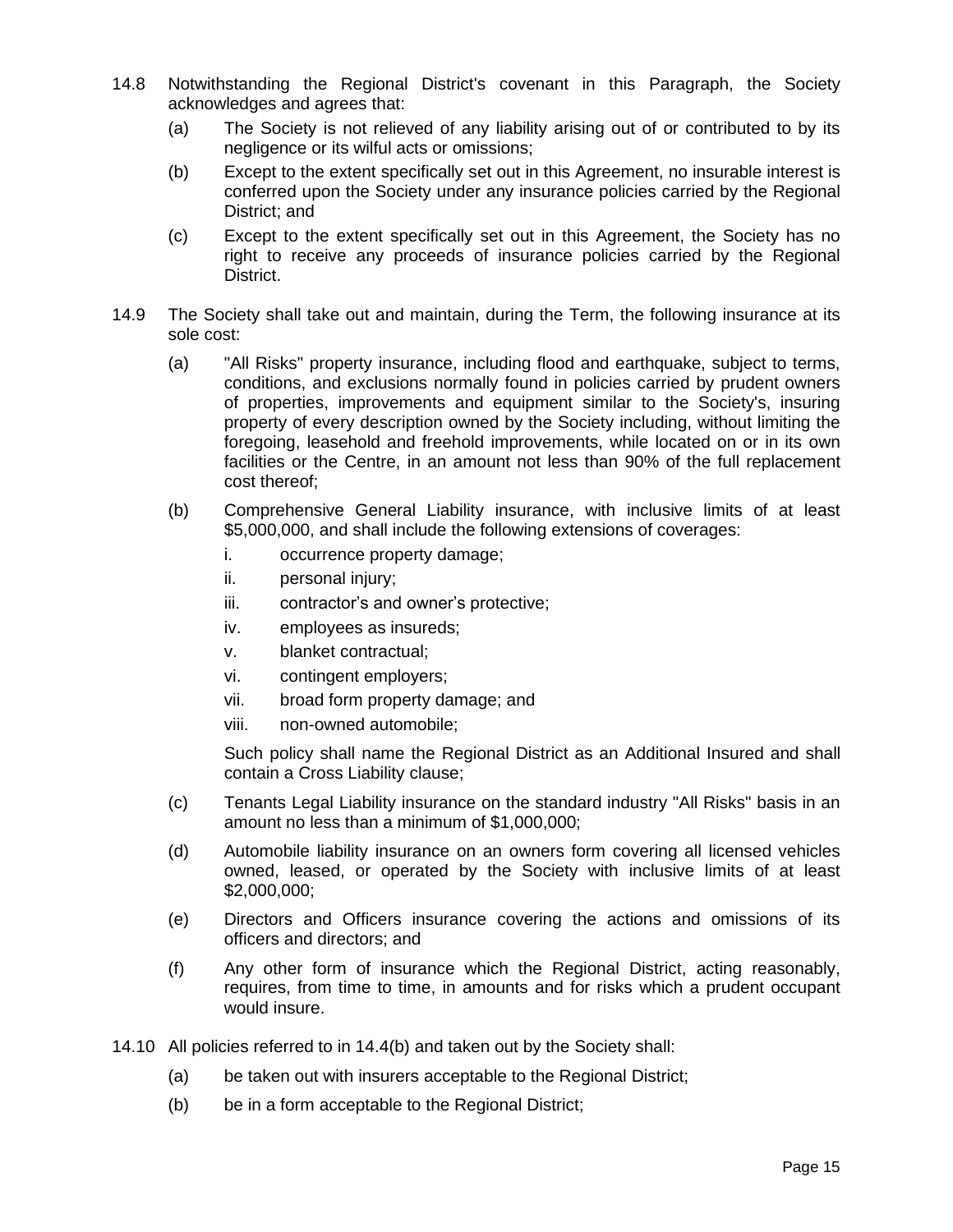14.8 Notwithstanding the Regional District's covenant in this Paragraph, the Society acknowledges and agrees that:

(a) The Society is not relieved of any liability arising out of or contributed to by its negligence or its wilful acts or omissions;

(b) Except to the extent specifically set out in this Agreement, no insurable interest is conferred upon the Society under any insurance policies carried by the Regional District; and

(c) Except to the extent specifically set out in this Agreement, the Society has no right to receive any proceeds of insurance policies carried by the Regional District.

14.9 The Society shall take out and maintain, during the Term, the following insurance at its sole cost:

(a) "All Risks" property insurance, including flood and earthquake, subject to terms, conditions, and exclusions normally found in policies carried by prudent owners of properties, improvements and equipment similar to the Society's, insuring property of every description owned by the Society including, without limiting the foregoing, leasehold and freehold improvements, while located on or in its own facilities or the Centre, in an amount not less than 90% of the full replacement cost thereof;

(b) Comprehensive General Liability insurance, with inclusive limits of at least $5,000,000, and shall include the following extensions of coverages:

   i. occurrence property damage;
   ii. personal injury;
   iii. contractor's and owner's protective;
   iv. employees as insureds;
   v. blanket contractual;
   vi. contingent employers;
   vii. broad form property damage; and
   viii. non-owned automobile;

   Such policy shall name the Regional District as an Additional Insured and shall contain a Cross Liability clause;

(c) Tenants Legal Liability insurance on the standard industry "All Risks" basis in an amount no less than a minimum of $1,000,000;

(d) Automobile liability insurance on an owners form covering all licensed vehicles owned, leased, or operated by the Society with inclusive limits of at least $2,000,000;

(e) Directors and Officers insurance covering the actions and omissions of its officers and directors; and

(f) Any other form of insurance which the Regional District, acting reasonably, requires, from time to time, in amounts and for risks which a prudent occupant would insure.

14.10 All policies referred to in 14.4(b) and taken out by the Society shall:

(a) be taken out with insurers acceptable to the Regional District;

(b) be in a form acceptable to the Regional District;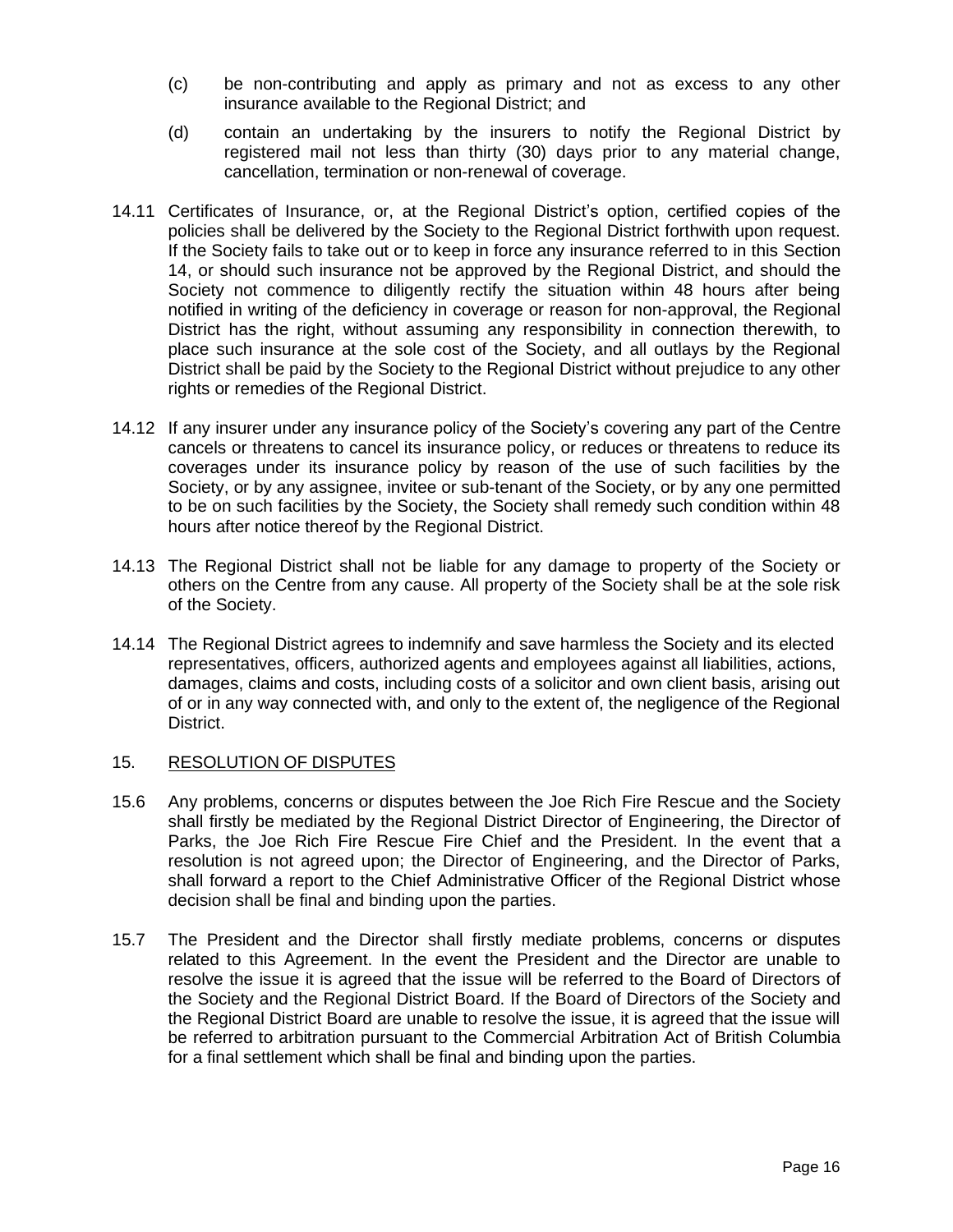(c) be non-contributing and apply as primary and not as excess to any other insurance available to the Regional District; and

(d) contain an undertaking by the insurers to notify the Regional District by registered mail not less than thirty (30) days prior to any material change, cancellation, termination or non-renewal of coverage.

14.11 Certificates of Insurance, or, at the Regional District's option, certified copies of the policies shall be delivered by the Society to the Regional District forthwith upon request. If the Society fails to take out or to keep in force any insurance referred to in this Section 14, or should such insurance not be approved by the Regional District, and should the Society not commence to diligently rectify the situation within 48 hours after being notified in writing of the deficiency in coverage or reason for non-approval, the Regional District has the right, without assuming any responsibility in connection therewith, to place such insurance at the sole cost of the Society, and all outlays by the Regional District shall be paid by the Society to the Regional District without prejudice to any other rights or remedies of the Regional District.

14.12 If any insurer under any insurance policy of the Society's covering any part of the Centre cancels or threatens to cancel its insurance policy, or reduces or threatens to reduce its coverages under its insurance policy by reason of the use of such facilities by the Society, or by any assignee, invitee or sub-tenant of the Society, or by any one permitted to be on such facilities by the Society, the Society shall remedy such condition within 48 hours after notice thereof by the Regional District.

14.13 The Regional District shall not be liable for any damage to property of the Society or others on the Centre from any cause. All property of the Society shall be at the sole risk of the Society.

14.14 The Regional District agrees to indemnify and save harmless the Society and its elected representatives, officers, authorized agents and employees against all liabilities, actions, damages, claims and costs, including costs of a solicitor and own client basis, arising out of or in any way connected with, and only to the extent of, the negligence of the Regional District.

## 15. RESOLUTION OF DISPUTES

15.6 Any problems, concerns or disputes between the Joe Rich Fire Rescue and the Society shall firstly be mediated by the Regional District Director of Engineering, the Director of Parks, the Joe Rich Fire Rescue Fire Chief and the President. In the event that a resolution is not agreed upon; the Director of Engineering, and the Director of Parks, shall forward a report to the Chief Administrative Officer of the Regional District whose decision shall be final and binding upon the parties.

15.7 The President and the Director shall firstly mediate problems, concerns or disputes related to this Agreement. In the event the President and the Director are unable to resolve the issue it is agreed that the issue will be referred to the Board of Directors of the Society and the Regional District Board. If the Board of Directors of the Society and the Regional District Board are unable to resolve the issue, it is agreed that the issue will be referred to arbitration pursuant to the Commercial Arbitration Act of British Columbia for a final settlement which shall be final and binding upon the parties.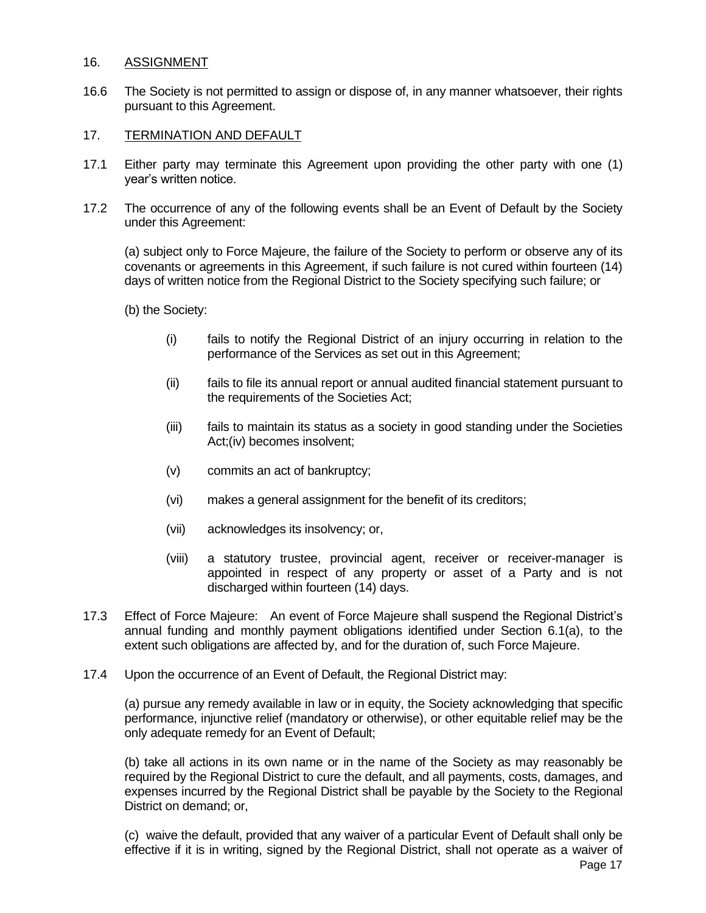## 16. ASSIGNMENT

16.6 The Society is not permitted to assign or dispose of, in any manner whatsoever, their rights pursuant to this Agreement.

## 17. TERMINATION AND DEFAULT

17.1 Either party may terminate this Agreement upon providing the other party with one (1) year's written notice.

17.2 The occurrence of any of the following events shall be an Event of Default by the Society under this Agreement:

(a) subject only to Force Majeure, the failure of the Society to perform or observe any of its covenants or agreements in this Agreement, if such failure is not cured within fourteen (14) days of written notice from the Regional District to the Society specifying such failure; or

(b) the Society:

- (i) fails to notify the Regional District of an injury occurring in relation to the performance of the Services as set out in this Agreement;
- (ii) fails to file its annual report or annual audited financial statement pursuant to the requirements of the Societies Act;
- (iii) fails to maintain its status as a society in good standing under the Societies Act;(iv) becomes insolvent;
- (v) commits an act of bankruptcy;
- (vi) makes a general assignment for the benefit of its creditors;
- (vii) acknowledges its insolvency; or,
- (viii) a statutory trustee, provincial agent, receiver or receiver-manager is appointed in respect of any property or asset of a Party and is not discharged within fourteen (14) days.

17.3 Effect of Force Majeure: An event of Force Majeure shall suspend the Regional District's annual funding and monthly payment obligations identified under Section 6.1(a), to the extent such obligations are affected by, and for the duration of, such Force Majeure.

17.4 Upon the occurrence of an Event of Default, the Regional District may:

(a) pursue any remedy available in law or in equity, the Society acknowledging that specific performance, injunctive relief (mandatory or otherwise), or other equitable relief may be the only adequate remedy for an Event of Default;

(b) take all actions in its own name or in the name of the Society as may reasonably be required by the Regional District to cure the default, and all payments, costs, damages, and expenses incurred by the Regional District shall be payable by the Society to the Regional District on demand; or,

(c) waive the default, provided that any waiver of a particular Event of Default shall only be effective if it is in writing, signed by the Regional District, shall not operate as a waiver of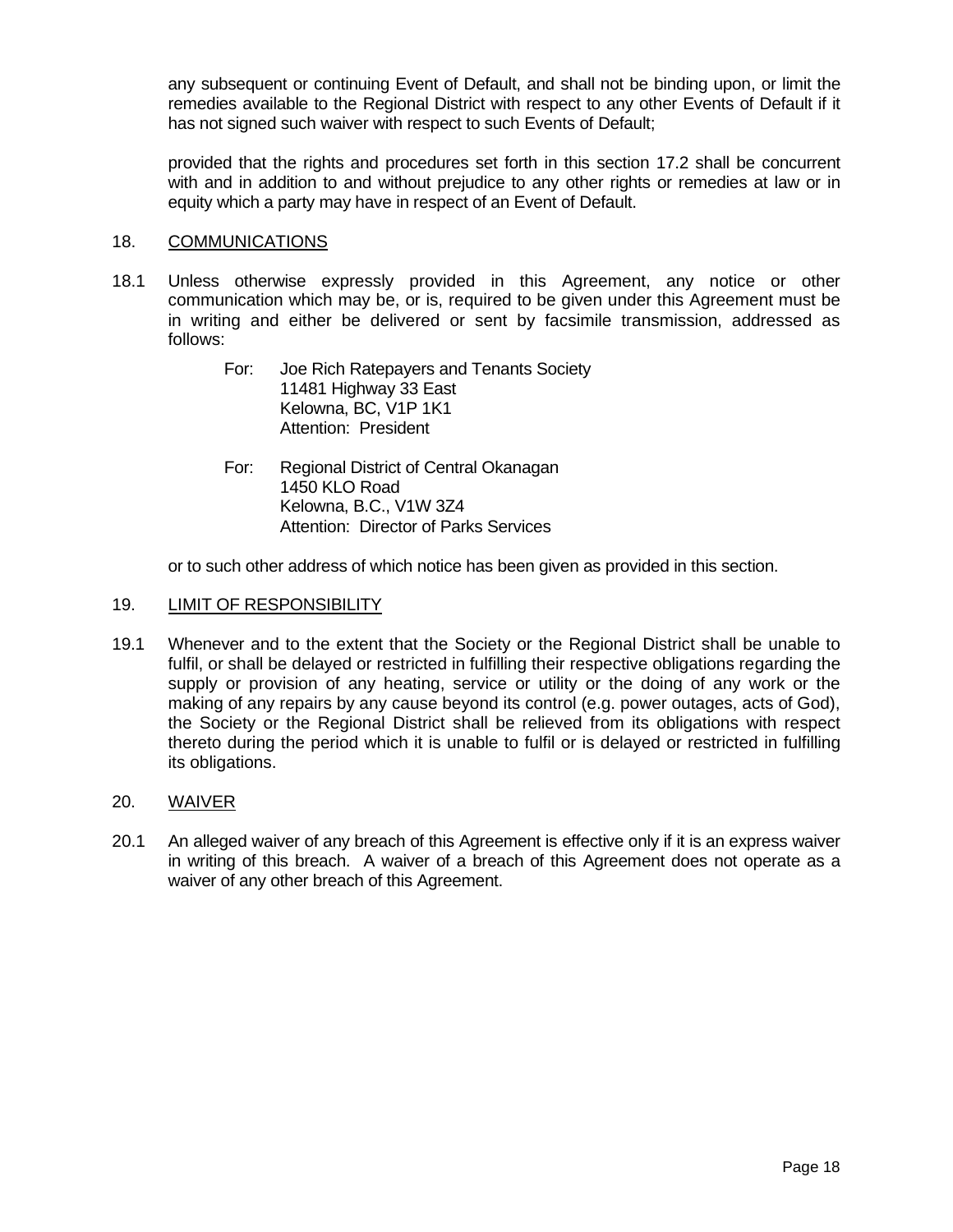any subsequent or continuing Event of Default, and shall not be binding upon, or limit the remedies available to the Regional District with respect to any other Events of Default if it has not signed such waiver with respect to such Events of Default;

provided that the rights and procedures set forth in this section 17.2 shall be concurrent with and in addition to and without prejudice to any other rights or remedies at law or in equity which a party may have in respect of an Event of Default.

## 18. COMMUNICATIONS

18.1 Unless otherwise expressly provided in this Agreement, any notice or other communication which may be, or is, required to be given under this Agreement must be in writing and either be delivered or sent by facsimile transmission, addressed as follows:

For: Joe Rich Ratepayers and Tenants Society
11481 Highway 33 East
Kelowna, BC, V1P 1K1
Attention: President

For: Regional District of Central Okanagan
1450 KLO Road
Kelowna, B.C., V1W 3Z4
Attention: Director of Parks Services

or to such other address of which notice has been given as provided in this section.

## 19. LIMIT OF RESPONSIBILITY

19.1 Whenever and to the extent that the Society or the Regional District shall be unable to fulfil, or shall be delayed or restricted in fulfilling their respective obligations regarding the supply or provision of any heating, service or utility or the doing of any work or the making of any repairs by any cause beyond its control (e.g. power outages, acts of God), the Society or the Regional District shall be relieved from its obligations with respect thereto during the period which it is unable to fulfil or is delayed or restricted in fulfilling its obligations.

## 20. WAIVER

20.1 An alleged waiver of any breach of this Agreement is effective only if it is an express waiver in writing of this breach. A waiver of a breach of this Agreement does not operate as a waiver of any other breach of this Agreement.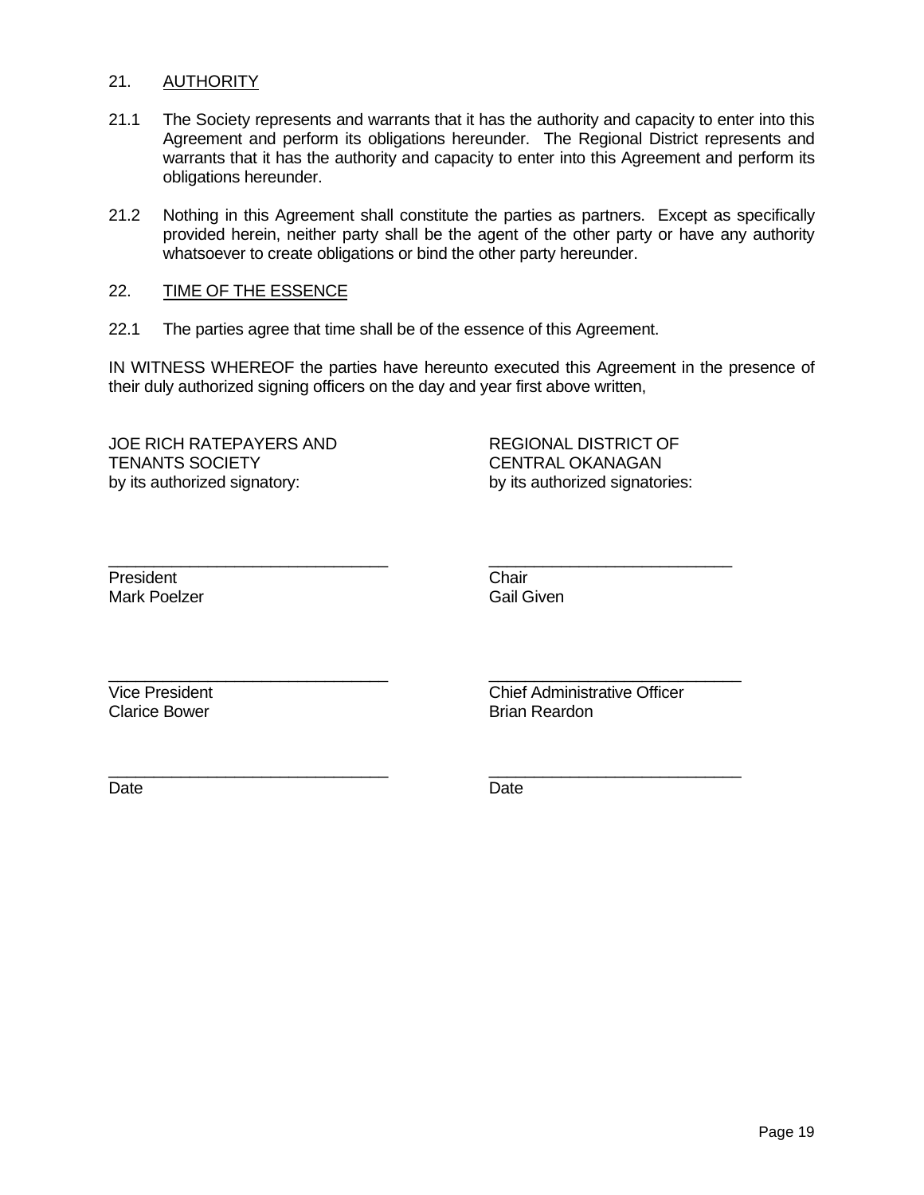## 21. AUTHORITY

21.1 The Society represents and warrants that it has the authority and capacity to enter into this Agreement and perform its obligations hereunder. The Regional District represents and warrants that it has the authority and capacity to enter into this Agreement and perform its obligations hereunder.

21.2 Nothing in this Agreement shall constitute the parties as partners. Except as specifically provided herein, neither party shall be the agent of the other party or have any authority whatsoever to create obligations or bind the other party hereunder.

## 22. TIME OF THE ESSENCE

22.1 The parties agree that time shall be of the essence of this Agreement.

IN WITNESS WHEREOF the parties have hereunto executed this Agreement in the presence of their duly authorized signing officers on the day and year first above written,

JOE RICH RATEPAYERS AND TENANTS SOCIETY
by its authorized signatory:

_______________________________
President
Mark Poelzer

_______________________________
Vice President
Clarice Bower

_______________________________
Date

REGIONAL DISTRICT OF CENTRAL OKANAGAN
by its authorized signatories:

_______________________________
Chair
Gail Given

_______________________________
Chief Administrative Officer
Brian Reardon

_______________________________
Date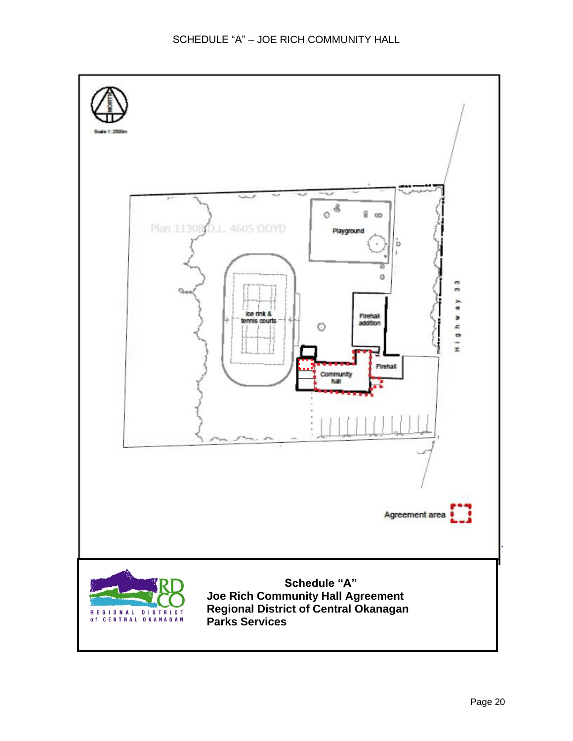# SCHEDULE "A" – JOE RICH COMMUNITY HALL

NORTH

Scale 1: 2500m

Plan 11308 D.L. 4605 ODYD

Playground

Ice rink & tennis courts

Firehall addition

Firehall

Community hall

Highway 33

Agreement area

REGIONAL DISTRICT of CENTRAL OKANAGAN

**Schedule "A"**
**Joe Rich Community Hall Agreement**
**Regional District of Central Okanagan**
**Parks Services**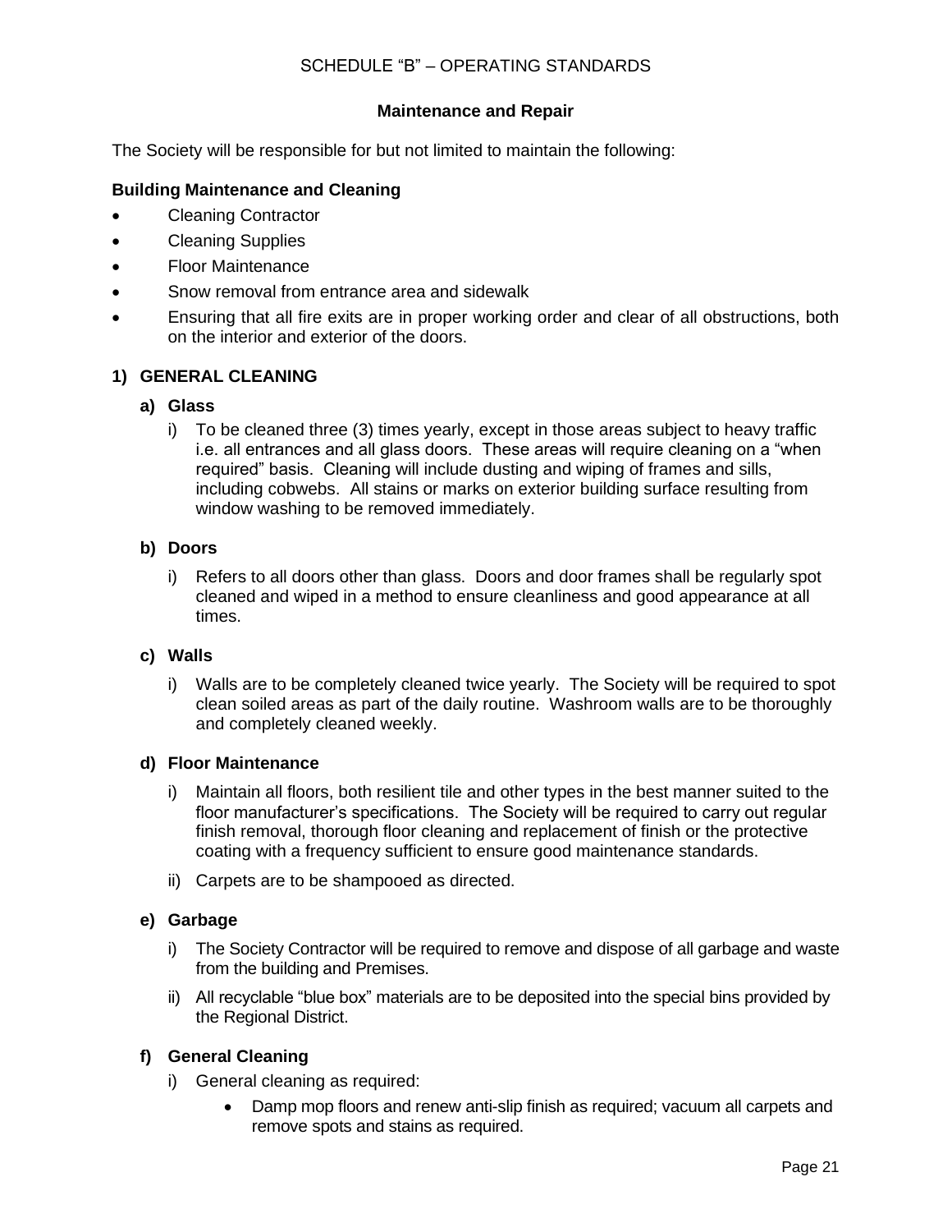SCHEDULE "B" – OPERATING STANDARDS

**Maintenance and Repair**

The Society will be responsible for but not limited to maintain the following:

**Building Maintenance and Cleaning**

- Cleaning Contractor
- Cleaning Supplies
- Floor Maintenance
- Snow removal from entrance area and sidewalk
- Ensuring that all fire exits are in proper working order and clear of all obstructions, both on the interior and exterior of the doors.

### 1) GENERAL CLEANING

#### a) Glass

i) To be cleaned three (3) times yearly, except in those areas subject to heavy traffic i.e. all entrances and all glass doors. These areas will require cleaning on a "when required" basis. Cleaning will include dusting and wiping of frames and sills, including cobwebs. All stains or marks on exterior building surface resulting from window washing to be removed immediately.

#### b) Doors

i) Refers to all doors other than glass. Doors and door frames shall be regularly spot cleaned and wiped in a method to ensure cleanliness and good appearance at all times.

#### c) Walls

i) Walls are to be completely cleaned twice yearly. The Society will be required to spot clean soiled areas as part of the daily routine. Washroom walls are to be thoroughly and completely cleaned weekly.

#### d) Floor Maintenance

i) Maintain all floors, both resilient tile and other types in the best manner suited to the floor manufacturer's specifications. The Society will be required to carry out regular finish removal, thorough floor cleaning and replacement of finish or the protective coating with a frequency sufficient to ensure good maintenance standards.

ii) Carpets are to be shampooed as directed.

#### e) Garbage

i) The Society Contractor will be required to remove and dispose of all garbage and waste from the building and Premises.

ii) All recyclable "blue box" materials are to be deposited into the special bins provided by the Regional District.

#### f) General Cleaning

i) General cleaning as required:

- Damp mop floors and renew anti-slip finish as required; vacuum all carpets and remove spots and stains as required.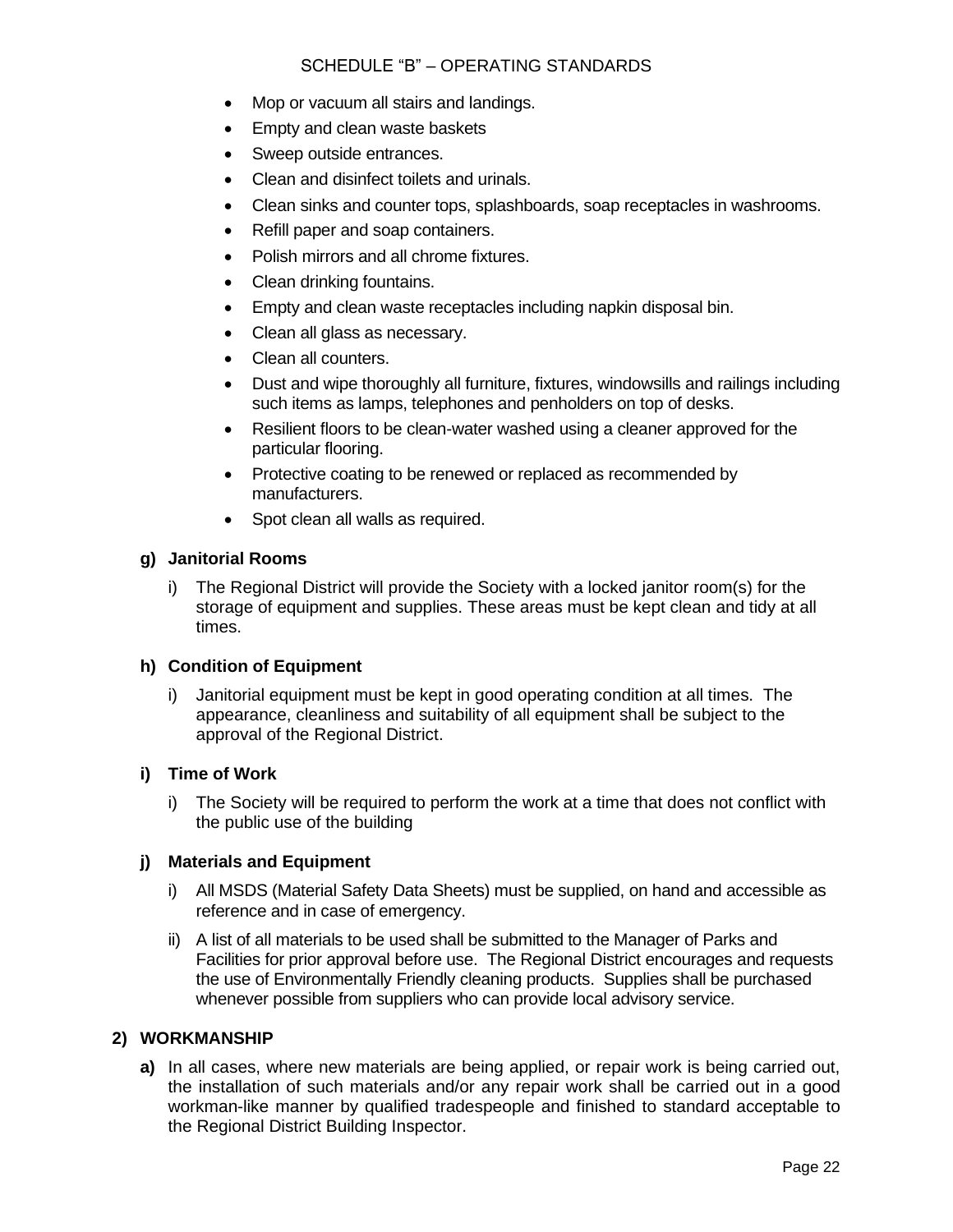- Mop or vacuum all stairs and landings.
- Empty and clean waste baskets
- Sweep outside entrances.
- Clean and disinfect toilets and urinals.
- Clean sinks and counter tops, splashboards, soap receptacles in washrooms.
- Refill paper and soap containers.
- Polish mirrors and all chrome fixtures.
- Clean drinking fountains.
- Empty and clean waste receptacles including napkin disposal bin.
- Clean all glass as necessary.
- Clean all counters.
- Dust and wipe thoroughly all furniture, fixtures, windowsills and railings including such items as lamps, telephones and penholders on top of desks.
- Resilient floors to be clean-water washed using a cleaner approved for the particular flooring.
- Protective coating to be renewed or replaced as recommended by manufacturers.
- Spot clean all walls as required.

**g) Janitorial Rooms**

i) The Regional District will provide the Society with a locked janitor room(s) for the storage of equipment and supplies. These areas must be kept clean and tidy at all times.

**h) Condition of Equipment**

i) Janitorial equipment must be kept in good operating condition at all times. The appearance, cleanliness and suitability of all equipment shall be subject to the approval of the Regional District.

**i) Time of Work**

i) The Society will be required to perform the work at a time that does not conflict with the public use of the building

**j) Materials and Equipment**

i) All MSDS (Material Safety Data Sheets) must be supplied, on hand and accessible as reference and in case of emergency.

ii) A list of all materials to be used shall be submitted to the Manager of Parks and Facilities for prior approval before use. The Regional District encourages and requests the use of Environmentally Friendly cleaning products. Supplies shall be purchased whenever possible from suppliers who can provide local advisory service.

**2) WORKMANSHIP**

**a)** In all cases, where new materials are being applied, or repair work is being carried out, the installation of such materials and/or any repair work shall be carried out in a good workman-like manner by qualified tradespeople and finished to standard acceptable to the Regional District Building Inspector.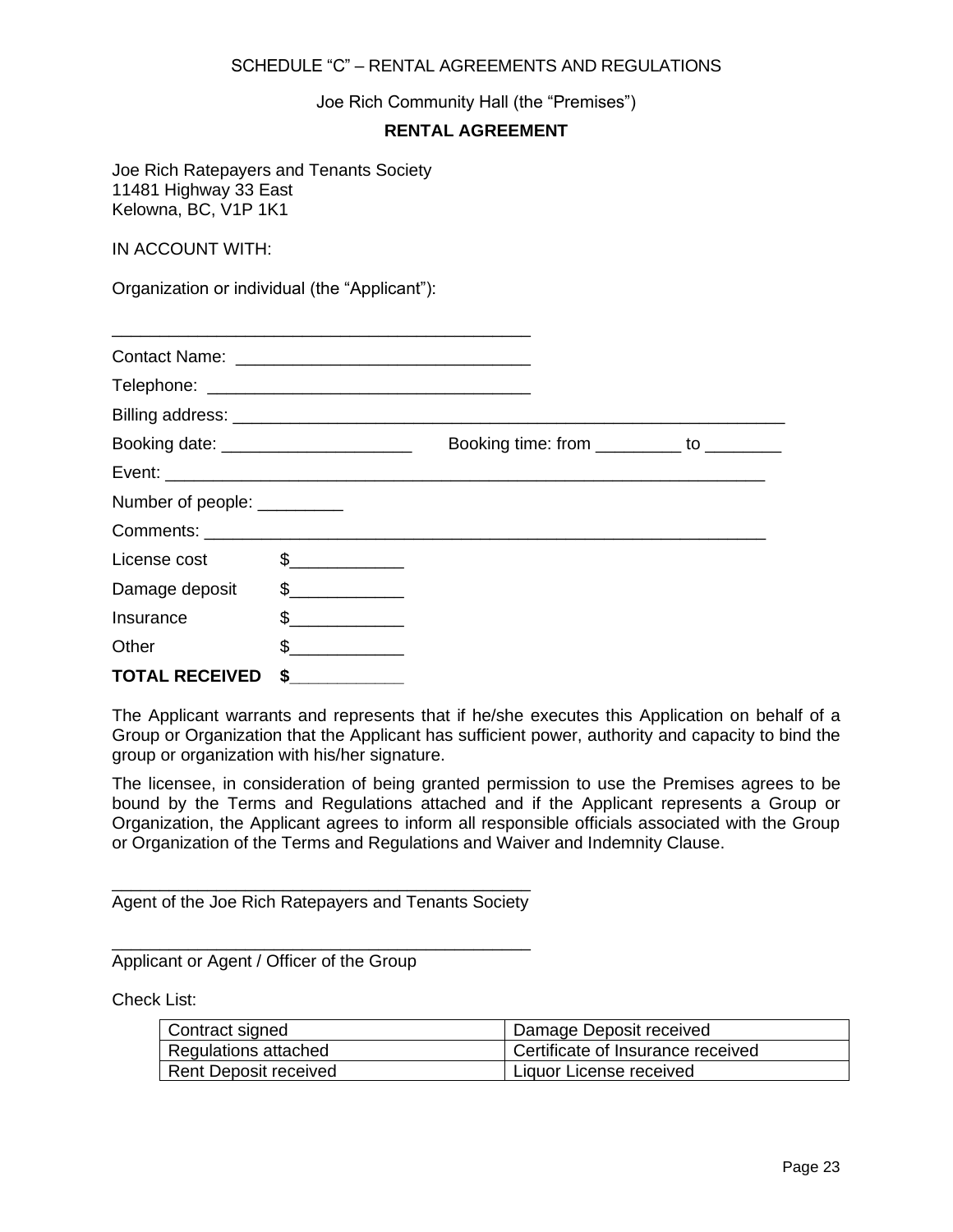SCHEDULE “C” – RENTAL AGREEMENTS AND REGULATIONS

Joe Rich Community Hall (the “Premises”)

**RENTAL AGREEMENT**

Joe Rich Ratepayers and Tenants Society
11481 Highway 33 East
Kelowna, BC, V1P 1K1

IN ACCOUNT WITH:

Organization or individual (the “Applicant”):

_____________________________________________

Contact Name: ______________________________

Telephone: _________________________________

Billing address: ____________________________________________________________

Booking date: ____________________ Booking time: from _________ to ________

Event: ______________________________________________________________

Number of people: _________

Comments: __________________________________________________________

License cost $____________

Damage deposit $____________

Insurance $____________

Other $____________

**TOTAL RECEIVED $____________**

The Applicant warrants and represents that if he/she executes this Application on behalf of a Group or Organization that the Applicant has sufficient power, authority and capacity to bind the group or organization with his/her signature.

The licensee, in consideration of being granted permission to use the Premises agrees to be bound by the Terms and Regulations attached and if the Applicant represents a Group or Organization, the Applicant agrees to inform all responsible officials associated with the Group or Organization of the Terms and Regulations and Waiver and Indemnity Clause.

_____________________________________________
Agent of the Joe Rich Ratepayers and Tenants Society

_____________________________________________
Applicant or Agent / Officer of the Group

Check List:

| Contract signed | Damage Deposit received |
|---|---|
| Regulations attached | Certificate of Insurance received |
| Rent Deposit received | Liquor License received |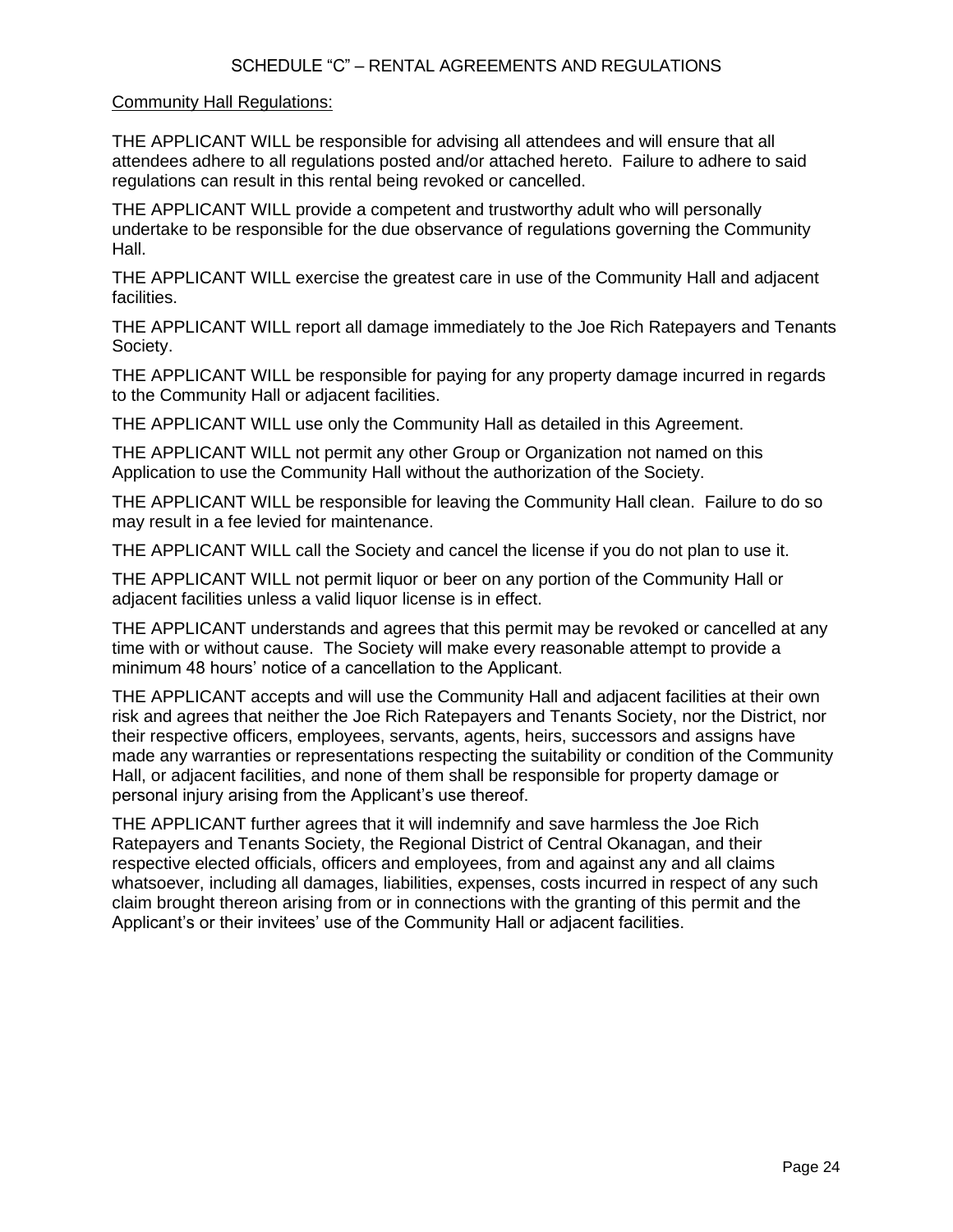## SCHEDULE "C" – RENTAL AGREEMENTS AND REGULATIONS

Community Hall Regulations:

THE APPLICANT WILL be responsible for advising all attendees and will ensure that all attendees adhere to all regulations posted and/or attached hereto. Failure to adhere to said regulations can result in this rental being revoked or cancelled.

THE APPLICANT WILL provide a competent and trustworthy adult who will personally undertake to be responsible for the due observance of regulations governing the Community Hall.

THE APPLICANT WILL exercise the greatest care in use of the Community Hall and adjacent facilities.

THE APPLICANT WILL report all damage immediately to the Joe Rich Ratepayers and Tenants Society.

THE APPLICANT WILL be responsible for paying for any property damage incurred in regards to the Community Hall or adjacent facilities.

THE APPLICANT WILL use only the Community Hall as detailed in this Agreement.

THE APPLICANT WILL not permit any other Group or Organization not named on this Application to use the Community Hall without the authorization of the Society.

THE APPLICANT WILL be responsible for leaving the Community Hall clean. Failure to do so may result in a fee levied for maintenance.

THE APPLICANT WILL call the Society and cancel the license if you do not plan to use it.

THE APPLICANT WILL not permit liquor or beer on any portion of the Community Hall or adjacent facilities unless a valid liquor license is in effect.

THE APPLICANT understands and agrees that this permit may be revoked or cancelled at any time with or without cause. The Society will make every reasonable attempt to provide a minimum 48 hours' notice of a cancellation to the Applicant.

THE APPLICANT accepts and will use the Community Hall and adjacent facilities at their own risk and agrees that neither the Joe Rich Ratepayers and Tenants Society, nor the District, nor their respective officers, employees, servants, agents, heirs, successors and assigns have made any warranties or representations respecting the suitability or condition of the Community Hall, or adjacent facilities, and none of them shall be responsible for property damage or personal injury arising from the Applicant's use thereof.

THE APPLICANT further agrees that it will indemnify and save harmless the Joe Rich Ratepayers and Tenants Society, the Regional District of Central Okanagan, and their respective elected officials, officers and employees, from and against any and all claims whatsoever, including all damages, liabilities, expenses, costs incurred in respect of any such claim brought thereon arising from or in connections with the granting of this permit and the Applicant's or their invitees' use of the Community Hall or adjacent facilities.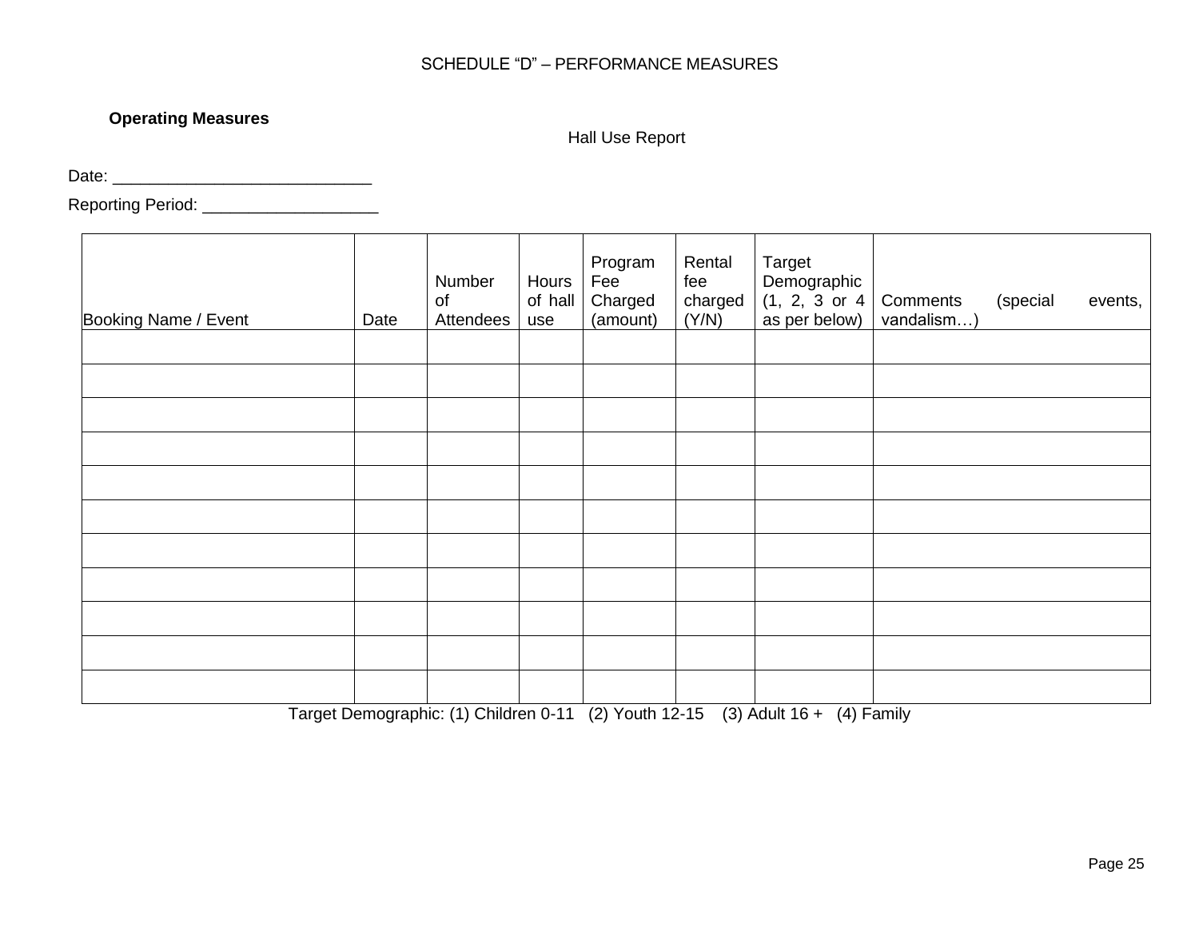SCHEDULE "D" – PERFORMANCE MEASURES

**Operating Measures**

Hall Use Report

Date: ___________________________

Reporting Period: ___________________

| Booking Name / Event | Date | Number of Attendees | Hours of hall use | Program Fee Charged (amount) | Rental fee charged (Y/N) | Target Demographic (1, 2, 3 or 4 as per below) | Comments (special events, vandalism…) |
|---|---|---|---|---|---|---|---|
| | | | | | | | |
| | | | | | | | |
| | | | | | | | |
| | | | | | | | |
| | | | | | | | |
| | | | | | | | |
| | | | | | | | |
| | | | | | | | |
| | | | | | | | |
| | | | | | | | |
| | | | | | | | |

Target Demographic: (1) Children 0-11 (2) Youth 12-15 (3) Adult 16 + (4) Family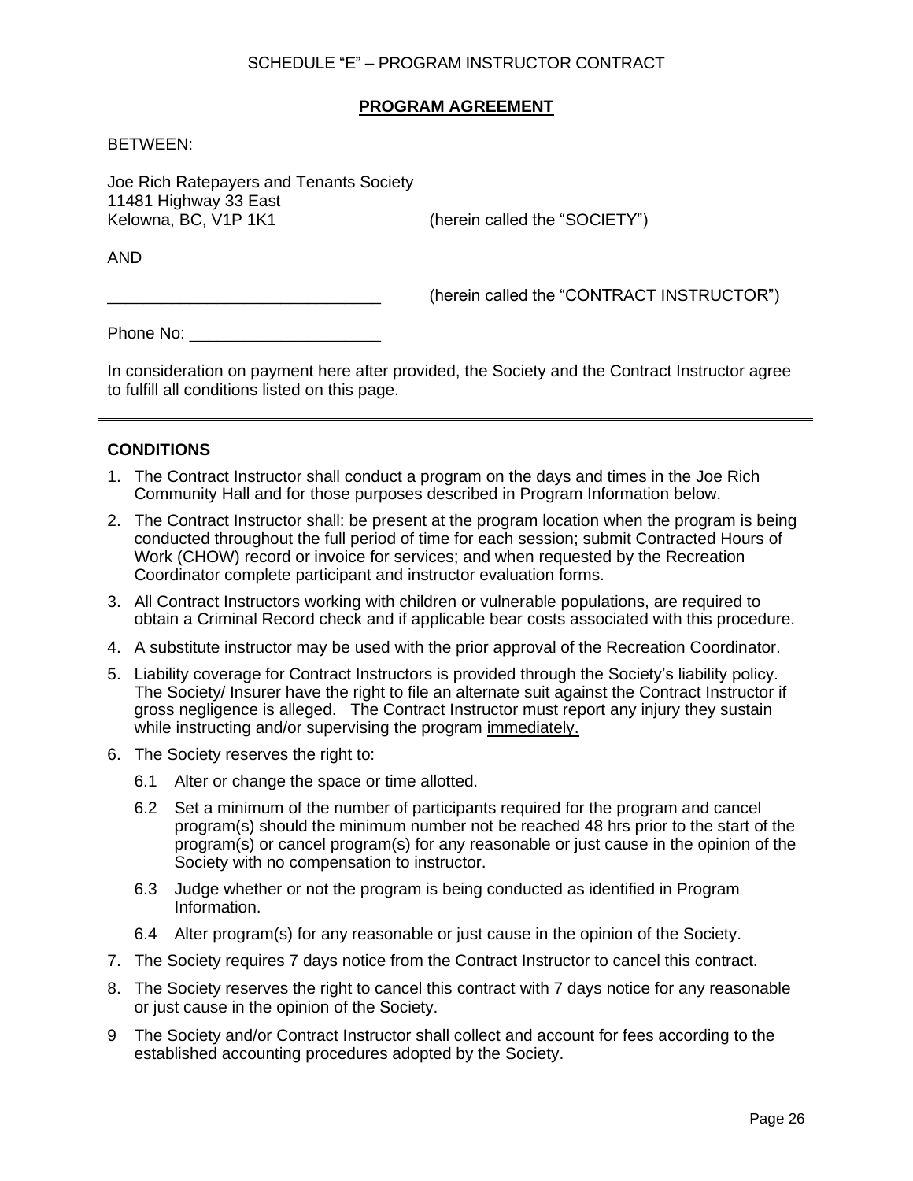SCHEDULE "E" – PROGRAM INSTRUCTOR CONTRACT

## PROGRAM AGREEMENT

BETWEEN:

Joe Rich Ratepayers and Tenants Society
11481 Highway 33 East
Kelowna, BC, V1P 1K1 (herein called the "SOCIETY")

AND

______________________________ (herein called the "CONTRACT INSTRUCTOR")

Phone No: _____________________

In consideration on payment here after provided, the Society and the Contract Instructor agree to fulfill all conditions listed on this page.

---

**CONDITIONS**

1. The Contract Instructor shall conduct a program on the days and times in the Joe Rich Community Hall and for those purposes described in Program Information below.
2. The Contract Instructor shall: be present at the program location when the program is being conducted throughout the full period of time for each session; submit Contracted Hours of Work (CHOW) record or invoice for services; and when requested by the Recreation Coordinator complete participant and instructor evaluation forms.
3. All Contract Instructors working with children or vulnerable populations, are required to obtain a Criminal Record check and if applicable bear costs associated with this procedure.
4. A substitute instructor may be used with the prior approval of the Recreation Coordinator.
5. Liability coverage for Contract Instructors is provided through the Society's liability policy. The Society/ Insurer have the right to file an alternate suit against the Contract Instructor if gross negligence is alleged. The Contract Instructor must report any injury they sustain while instructing and/or supervising the program <u>immediately.</u>
6. The Society reserves the right to:
   - 6.1 Alter or change the space or time allotted.
   - 6.2 Set a minimum of the number of participants required for the program and cancel program(s) should the minimum number not be reached 48 hrs prior to the start of the program(s) or cancel program(s) for any reasonable or just cause in the opinion of the Society with no compensation to instructor.
   - 6.3 Judge whether or not the program is being conducted as identified in Program Information.
   - 6.4 Alter program(s) for any reasonable or just cause in the opinion of the Society.
7. The Society requires 7 days notice from the Contract Instructor to cancel this contract.
8. The Society reserves the right to cancel this contract with 7 days notice for any reasonable or just cause in the opinion of the Society.
9. The Society and/or Contract Instructor shall collect and account for fees according to the established accounting procedures adopted by the Society.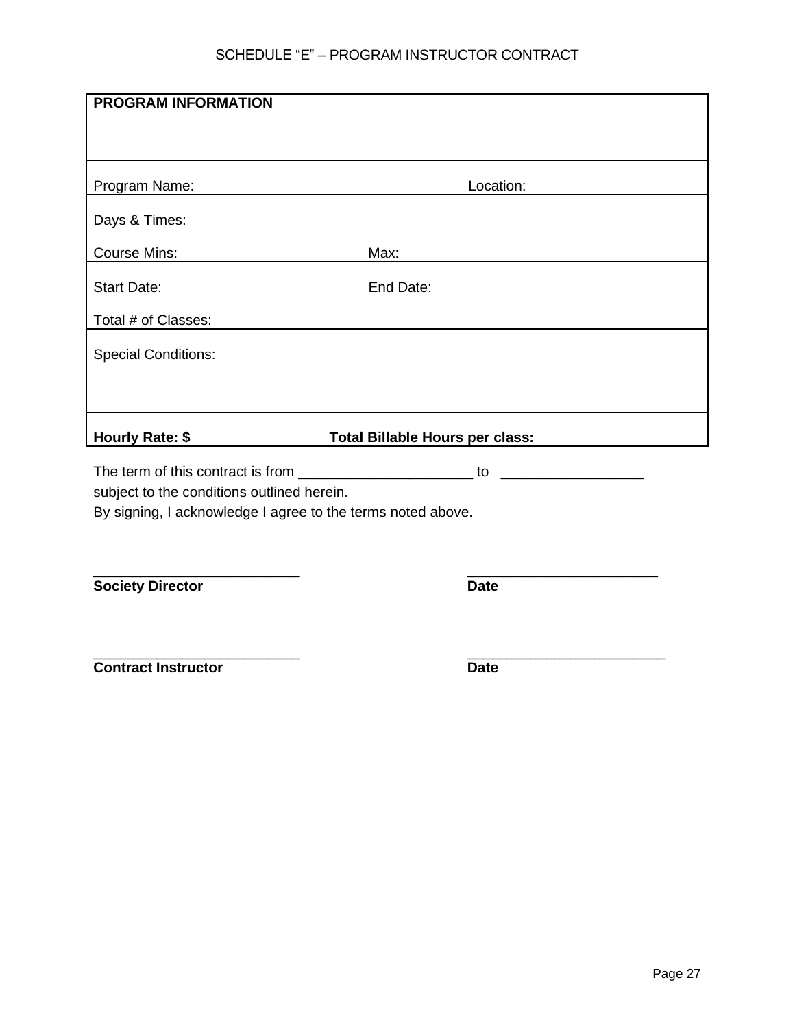SCHEDULE “E” – PROGRAM INSTRUCTOR CONTRACT

| **PROGRAM INFORMATION** | |
|---|---|
| Program Name: | Location: |
| Days & Times: | |
| Course Mins: | Max: |
| Start Date: | End Date: |
| Total # of Classes: | |
| Special Conditions: | |
| **Hourly Rate: $** | **Total Billable Hours per class:** |

The term of this contract is from ______________________ to __________________
subject to the conditions outlined herein.
By signing, I acknowledge I agree to the terms noted above.

__________________________ ________________________
**Society Director** **Date**

__________________________ _________________________
**Contract Instructor** **Date**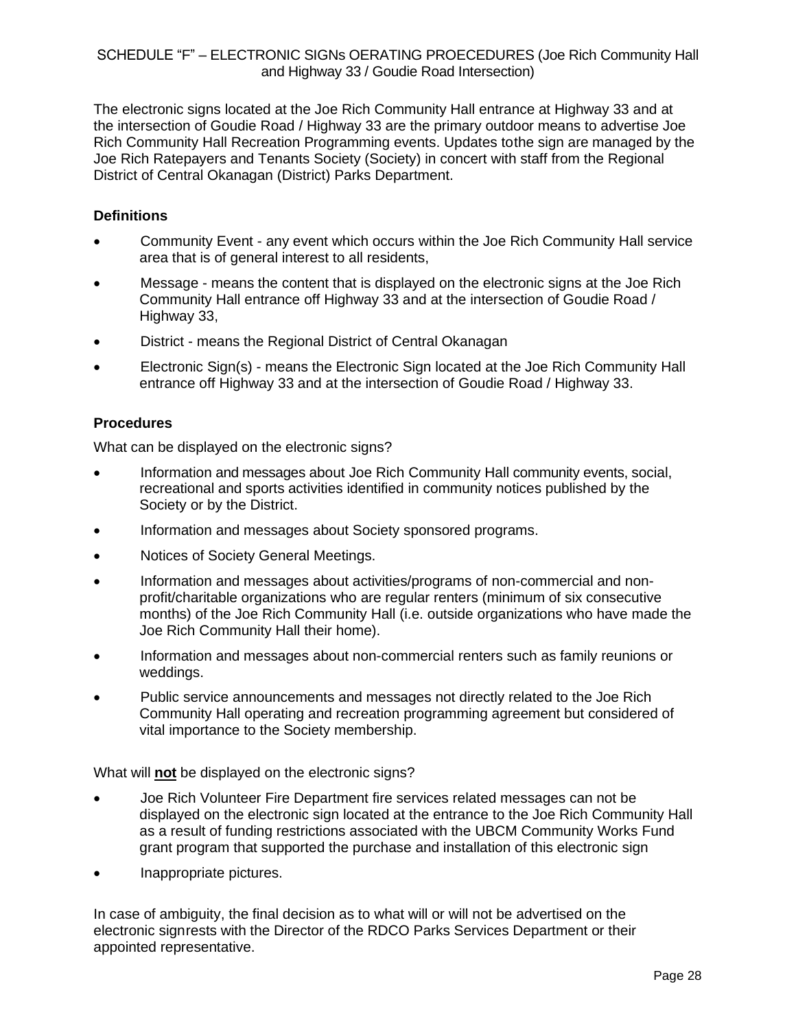SCHEDULE "F" – ELECTRONIC SIGNs OERATING PROECEDURES (Joe Rich Community Hall and Highway 33 / Goudie Road Intersection)

The electronic signs located at the Joe Rich Community Hall entrance at Highway 33 and at the intersection of Goudie Road / Highway 33 are the primary outdoor means to advertise Joe Rich Community Hall Recreation Programming events. Updates tothe sign are managed by the Joe Rich Ratepayers and Tenants Society (Society) in concert with staff from the Regional District of Central Okanagan (District) Parks Department.

**Definitions**

- Community Event - any event which occurs within the Joe Rich Community Hall service area that is of general interest to all residents,
- Message - means the content that is displayed on the electronic signs at the Joe Rich Community Hall entrance off Highway 33 and at the intersection of Goudie Road / Highway 33,
- District - means the Regional District of Central Okanagan
- Electronic Sign(s) - means the Electronic Sign located at the Joe Rich Community Hall entrance off Highway 33 and at the intersection of Goudie Road / Highway 33.

**Procedures**

What can be displayed on the electronic signs?

- Information and messages about Joe Rich Community Hall community events, social, recreational and sports activities identified in community notices published by the Society or by the District.
- Information and messages about Society sponsored programs.
- Notices of Society General Meetings.
- Information and messages about activities/programs of non-commercial and non-profit/charitable organizations who are regular renters (minimum of six consecutive months) of the Joe Rich Community Hall (i.e. outside organizations who have made the Joe Rich Community Hall their home).
- Information and messages about non-commercial renters such as family reunions or weddings.
- Public service announcements and messages not directly related to the Joe Rich Community Hall operating and recreation programming agreement but considered of vital importance to the Society membership.

What will **not** be displayed on the electronic signs?

- Joe Rich Volunteer Fire Department fire services related messages can not be displayed on the electronic sign located at the entrance to the Joe Rich Community Hall as a result of funding restrictions associated with the UBCM Community Works Fund grant program that supported the purchase and installation of this electronic sign
- Inappropriate pictures.

In case of ambiguity, the final decision as to what will or will not be advertised on the electronic signrests with the Director of the RDCO Parks Services Department or their appointed representative.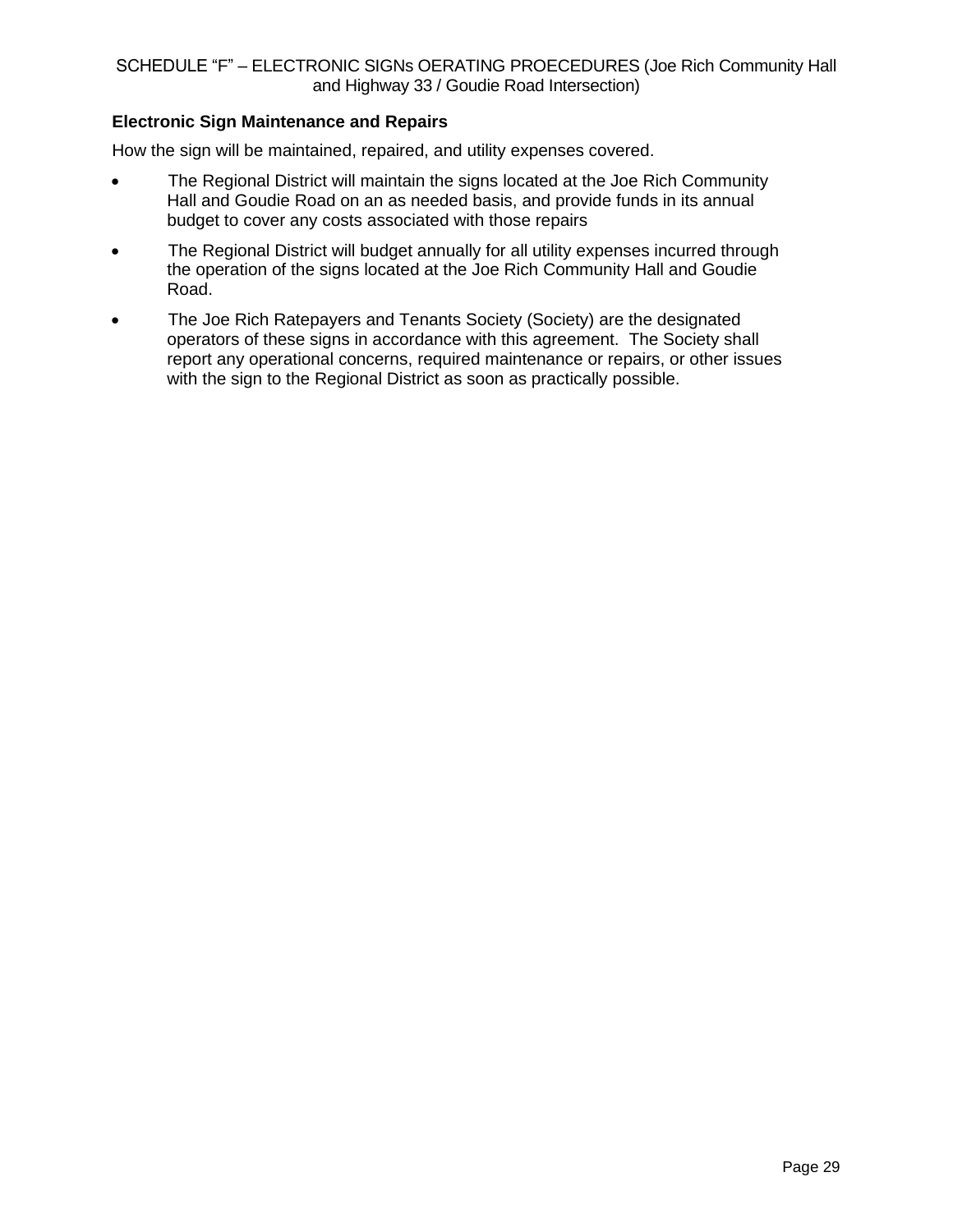SCHEDULE "F" – ELECTRONIC SIGNs OERATING PROECEDURES (Joe Rich Community Hall and Highway 33 / Goudie Road Intersection)

**Electronic Sign Maintenance and Repairs**

How the sign will be maintained, repaired, and utility expenses covered.

- The Regional District will maintain the signs located at the Joe Rich Community Hall and Goudie Road on an as needed basis, and provide funds in its annual budget to cover any costs associated with those repairs
- The Regional District will budget annually for all utility expenses incurred through the operation of the signs located at the Joe Rich Community Hall and Goudie Road.
- The Joe Rich Ratepayers and Tenants Society (Society) are the designated operators of these signs in accordance with this agreement. The Society shall report any operational concerns, required maintenance or repairs, or other issues with the sign to the Regional District as soon as practically possible.